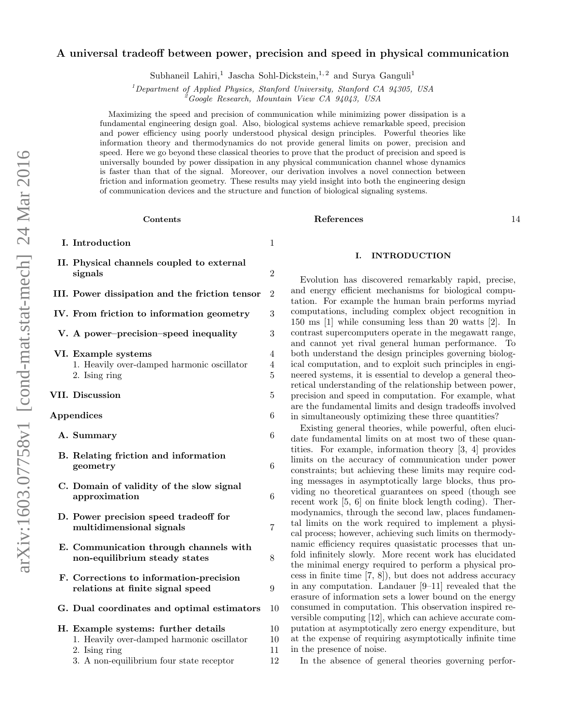# A universal tradeoff between power, precision and speed in physical communication

Subhaneil Lahiri,[1] Jascha Sohl-Dickstein,[1,2] and Surya Ganguli[1]

[1]Department of Applied Physics, Stanford University, Stanford CA 94305, USA
[2]Google Research, Mountain View CA 94043, USA

Maximizing the speed and precision of communication while minimizing power dissipation is a fundamental engineering design goal. Also, biological systems achieve remarkable speed, precision and power efficiency using poorly understood physical design principles. Powerful theories like information theory and thermodynamics do not provide general limits on power, precision and speed. Here we go beyond these classical theories to prove that the product of precision and speed is universally bounded by power dissipation in any physical communication channel whose dynamics is faster than that of the signal. Moreover, our derivation involves a novel connection between friction and information geometry. These results may yield insight into both the engineering design of communication devices and the structure and function of biological signaling systems.

## Contents

- I. Introduction — 1
- II. Physical channels coupled to external signals — 2
- III. Power dissipation and the friction tensor — 2
- IV. From friction to information geometry — 3
- V. A power–precision–speed inequality — 3
- VI. Example systems — 4
  - 1. Heavily over-damped harmonic oscillator — 4
  - 2. Ising ring — 5
- VII. Discussion — 5
- Appendices — 6
  - A. Summary — 6
  - B. Relating friction and information geometry — 6
  - C. Domain of validity of the slow signal approximation — 6
  - D. Power precision speed tradeoff for multidimensional signals — 7
  - E. Communication through channels with non-equilibrium steady states — 8
  - F. Corrections to information-precision relations at finite signal speed — 9
  - G. Dual coordinates and optimal estimators — 10
  - H. Example systems: further details — 10
    - 1. Heavily over-damped harmonic oscillator — 10
    - 2. Ising ring — 11
    - 3. A non-equilibrium four state receptor — 12
- References — 14

## I. INTRODUCTION

Evolution has discovered remarkably rapid, precise, and energy efficient mechanisms for biological computation. For example the human brain performs myriad computations, including complex object recognition in 150 ms [1] while consuming less than 20 watts [2]. In contrast supercomputers operate in the megawatt range, and cannot yet rival general human performance. To both understand the design principles governing biological computation, and to exploit such principles in engineered systems, it is essential to develop a general theoretical understanding of the relationship between power, precision and speed in computation. For example, what are the fundamental limits and design tradeoffs involved in simultaneously optimizing these three quantities?

Existing general theories, while powerful, often elucidate fundamental limits on at most two of these quantities. For example, information theory [3, 4] provides limits on the accuracy of communication under power constraints; but achieving these limits may require coding messages in asymptotically large blocks, thus providing no theoretical guarantees on speed (though see recent work [5, 6] on finite block length coding). Thermodynamics, through the second law, places fundamental limits on the work required to implement a physical process; however, achieving such limits on thermodynamic efficiency requires quasistatic processes that unfold infinitely slowly. More recent work has elucidated the minimal energy required to perform a physical process in finite time [7, 8]), but does not address accuracy in any computation. Landauer [9–11] revealed that the erasure of information sets a lower bound on the energy consumed in computation. This observation inspired reversible computing [12], which can achieve accurate computation at asymptotically zero energy expenditure, but at the expense of requiring asymptotically infinite time in the presence of noise.

In the absence of general theories governing perfor-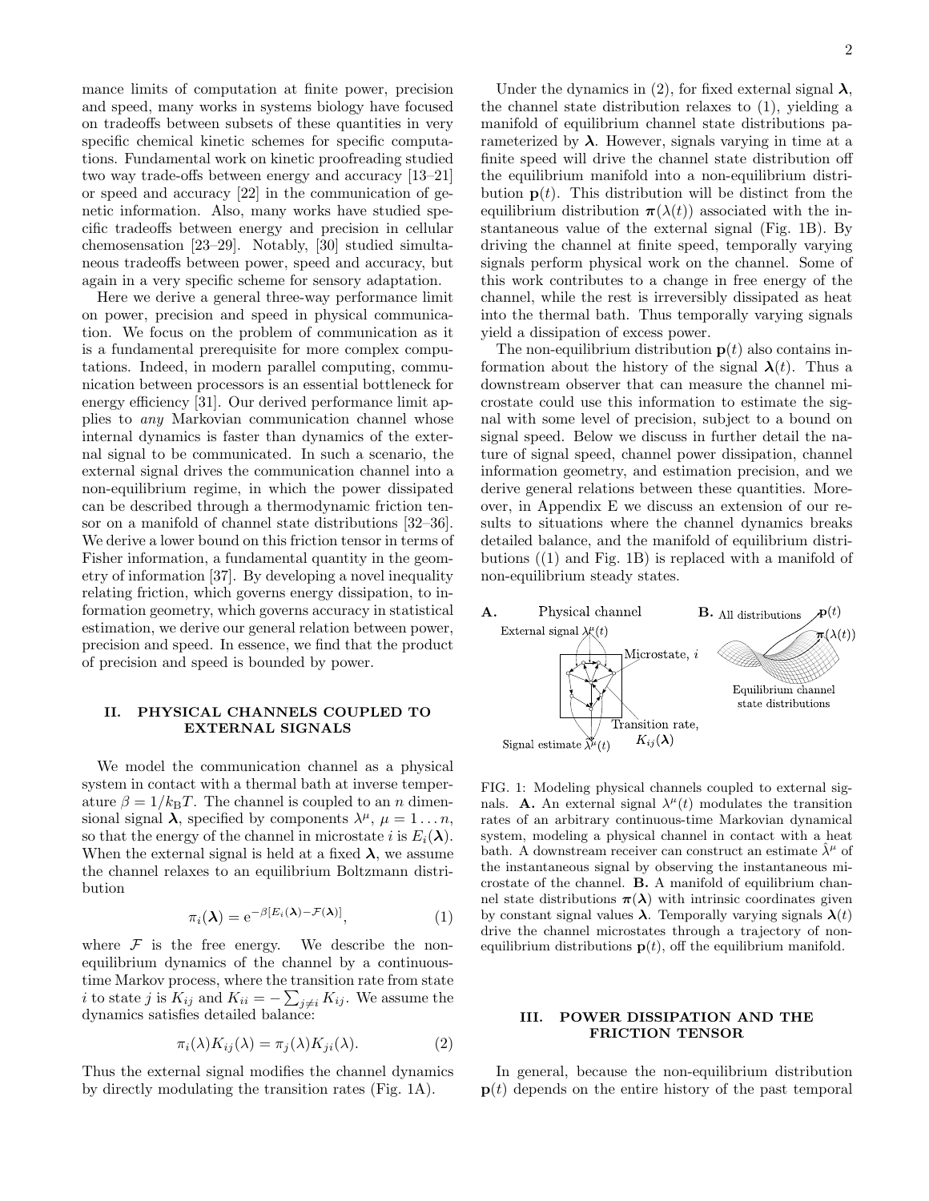mance limits of computation at finite power, precision and speed, many works in systems biology have focused on tradeoffs between subsets of these quantities in very specific chemical kinetic schemes for specific computations. Fundamental work on kinetic proofreading studied two way trade-offs between energy and accuracy [13–21] or speed and accuracy [22] in the communication of genetic information. Also, many works have studied specific tradeoffs between energy and precision in cellular chemosensation [23–29]. Notably, [30] studied simultaneous tradeoffs between power, speed and accuracy, but again in a very specific scheme for sensory adaptation.

Here we derive a general three-way performance limit on power, precision and speed in physical communication. We focus on the problem of communication as it is a fundamental prerequisite for more complex computations. Indeed, in modern parallel computing, communication between processors is an essential bottleneck for energy efficiency [31]. Our derived performance limit applies to *any* Markovian communication channel whose internal dynamics is faster than dynamics of the external signal to be communicated. In such a scenario, the external signal drives the communication channel into a non-equilibrium regime, in which the power dissipated can be described through a thermodynamic friction tensor on a manifold of channel state distributions [32–36]. We derive a lower bound on this friction tensor in terms of Fisher information, a fundamental quantity in the geometry of information [37]. By developing a novel inequality relating friction, which governs energy dissipation, to information geometry, which governs accuracy in statistical estimation, we derive our general relation between power, precision and speed. In essence, we find that the product of precision and speed is bounded by power.

## II. PHYSICAL CHANNELS COUPLED TO EXTERNAL SIGNALS

We model the communication channel as a physical system in contact with a thermal bath at inverse temperature $\beta = 1/k_B T$. The channel is coupled to an $n$ dimensional signal $\boldsymbol{\lambda}$, specified by components $\lambda^\mu$, $\mu = 1 \ldots n$, so that the energy of the channel in microstate $i$ is $E_i(\boldsymbol{\lambda})$. When the external signal is held at a fixed $\boldsymbol{\lambda}$, we assume the channel relaxes to an equilibrium Boltzmann distribution

$$\pi_i(\boldsymbol{\lambda}) = \mathrm{e}^{-\beta[E_i(\boldsymbol{\lambda}) - \mathcal{F}(\boldsymbol{\lambda})]}, \tag{1}$$

where $\mathcal{F}$ is the free energy. We describe the non-equilibrium dynamics of the channel by a continuous-time Markov process, where the transition rate from state $i$ to state $j$ is $K_{ij}$ and $K_{ii} = -\sum_{j\neq i} K_{ij}$. We assume the dynamics satisfies detailed balance:

$$\pi_i(\lambda) K_{ij}(\lambda) = \pi_j(\lambda) K_{ji}(\lambda). \tag{2}$$

Thus the external signal modifies the channel dynamics by directly modulating the transition rates (Fig. 1A).

Under the dynamics in (2), for fixed external signal $\boldsymbol{\lambda}$, the channel state distribution relaxes to (1), yielding a manifold of equilibrium channel state distributions parameterized by $\boldsymbol{\lambda}$. However, signals varying in time at a finite speed will drive the channel state distribution off the equilibrium manifold into a non-equilibrium distribution $\mathbf{p}(t)$. This distribution will be distinct from the equilibrium distribution $\boldsymbol{\pi}(\lambda(t))$ associated with the instantaneous value of the external signal (Fig. 1B). By driving the channel at finite speed, temporally varying signals perform physical work on the channel. Some of this work contributes to a change in free energy of the channel, while the rest is irreversibly dissipated as heat into the thermal bath. Thus temporally varying signals yield a dissipation of excess power.

The non-equilibrium distribution $\mathbf{p}(t)$ also contains information about the history of the signal $\boldsymbol{\lambda}(t)$. Thus a downstream observer that can measure the channel microstate could use this information to estimate the signal with some level of precision, subject to a bound on signal speed. Below we discuss in further detail the nature of signal speed, channel power dissipation, channel information geometry, and estimation precision, and we derive general relations between these quantities. Moreover, in Appendix E we discuss an extension of our results to situations where the channel dynamics breaks detailed balance, and the manifold of equilibrium distributions ((1) and Fig. 1B) is replaced with a manifold of non-equilibrium steady states.

FIG. 1: Modeling physical channels coupled to external signals. **A.** An external signal $\lambda^\mu(t)$ modulates the transition rates of an arbitrary continuous-time Markovian dynamical system, modeling a physical channel in contact with a heat bath. A downstream receiver can construct an estimate $\hat{\lambda}^\mu$ of the instantaneous signal by observing the instantaneous microstate of the channel. **B.** A manifold of equilibrium channel state distributions $\boldsymbol{\pi}(\boldsymbol{\lambda})$ with intrinsic coordinates given by constant signal values $\boldsymbol{\lambda}$. Temporally varying signals $\boldsymbol{\lambda}(t)$ drive the channel microstates through a trajectory of non-equilibrium distributions $\mathbf{p}(t)$, off the equilibrium manifold.

## III. POWER DISSIPATION AND THE FRICTION TENSOR

In general, because the non-equilibrium distribution $\mathbf{p}(t)$ depends on the entire history of the past temporal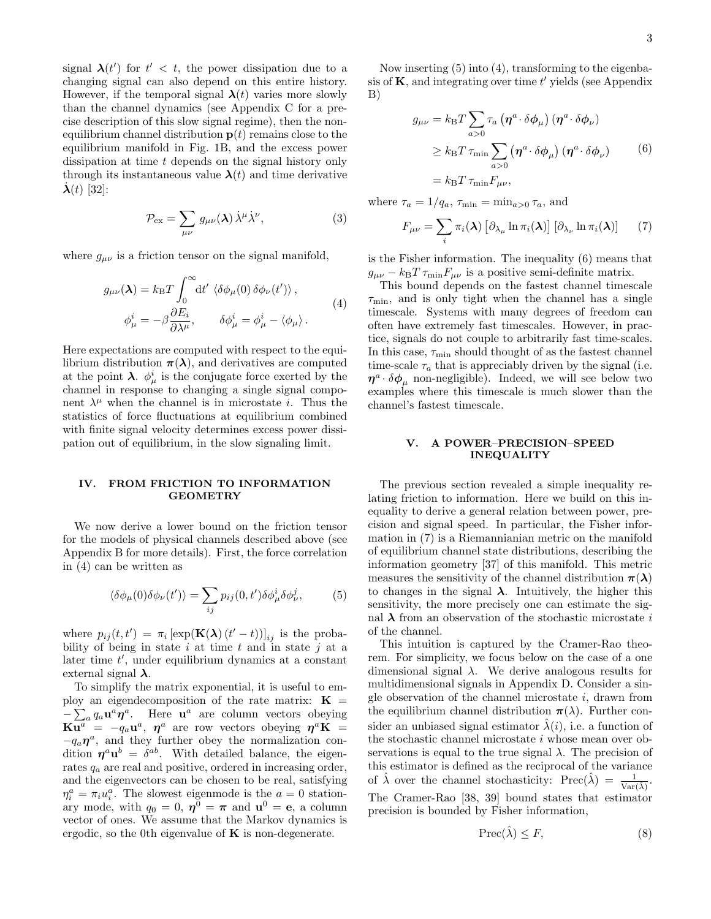signal $\boldsymbol{\lambda}(t')$ for $t' < t$, the power dissipation due to a changing signal can also depend on this entire history. However, if the temporal signal $\boldsymbol{\lambda}(t)$ varies more slowly than the channel dynamics (see Appendix C for a precise description of this slow signal regime), then the non-equilibrium channel distribution $\mathbf{p}(t)$ remains close to the equilibrium manifold in Fig. 1B, and the excess power dissipation at time $t$ depends on the signal history only through its instantaneous value $\boldsymbol{\lambda}(t)$ and time derivative $\dot{\boldsymbol{\lambda}}(t)$ [32]:

$$\mathcal{P}_{\rm ex} = \sum_{\mu\nu} g_{\mu\nu}(\boldsymbol{\lambda})\, \dot{\lambda}^{\mu}\dot{\lambda}^{\nu}, \tag{3}$$

where $g_{\mu\nu}$ is a friction tensor on the signal manifold,

$$\begin{aligned} g_{\mu\nu}(\boldsymbol{\lambda}) &= k_{\rm B}T \int_0^{\infty} {\rm d}t' \,\left\langle \delta\phi_\mu(0)\, \delta\phi_\nu(t')\right\rangle, \\ \phi^i_\mu &= -\beta \frac{\partial E_i}{\partial \lambda^\mu}, \qquad \delta\phi^i_\mu = \phi^i_\mu - \langle \phi_\mu\rangle . \end{aligned} \tag{4}$$

Here expectations are computed with respect to the equilibrium distribution $\boldsymbol{\pi}(\boldsymbol{\lambda})$, and derivatives are computed at the point $\boldsymbol{\lambda}$. $\phi^i_\mu$ is the conjugate force exerted by the channel in response to changing a single signal component $\lambda^\mu$ when the channel is in microstate $i$. Thus the statistics of force fluctuations at equilibrium combined with finite signal velocity determines excess power dissipation out of equilibrium, in the slow signaling limit.

## IV. FROM FRICTION TO INFORMATION GEOMETRY

We now derive a lower bound on the friction tensor for the models of physical channels described above (see Appendix B for more details). First, the force correlation in (4) can be written as

$$\langle \delta\phi_\mu(0)\delta\phi_\nu(t')\rangle = \sum_{ij} p_{ij}(0,t')\delta\phi^i_\mu \delta\phi^j_\nu, \tag{5}$$

where $p_{ij}(t,t') = \pi_i \left[\exp(\mathbf{K}(\boldsymbol{\lambda})\,(t'-t))\right]_{ij}$ is the probability of being in state $i$ at time $t$ and in state $j$ at a later time $t'$, under equilibrium dynamics at a constant external signal $\boldsymbol{\lambda}$.

To simplify the matrix exponential, it is useful to employ an eigendecomposition of the rate matrix: $\mathbf{K} = -\sum_a q_a \mathbf{u}^a \boldsymbol{\eta}^a$. Here $\mathbf{u}^a$ are column vectors obeying $\mathbf{K}\mathbf{u}^a = -q_a \mathbf{u}^a$, $\boldsymbol{\eta}^a$ are row vectors obeying $\boldsymbol{\eta}^a \mathbf{K} = -q_a \boldsymbol{\eta}^a$, and they further obey the normalization condition $\boldsymbol{\eta}^a \mathbf{u}^b = \delta^{ab}$. With detailed balance, the eigenrates $q_a$ are real and positive, ordered in increasing order, and the eigenvectors can be chosen to be real, satisfying $\eta^a_i = \pi_i u^a_i$. The slowest eigenmode is the $a=0$ stationary mode, with $q_0 = 0$, $\boldsymbol{\eta}^0 = \boldsymbol{\pi}$ and $\mathbf{u}^0 = \mathbf{e}$, a column vector of ones. We assume that the Markov dynamics is ergodic, so the 0th eigenvalue of $\mathbf{K}$ is non-degenerate.

Now inserting (5) into (4), transforming to the eigenbasis of $\mathbf{K}$, and integrating over time $t'$ yields (see Appendix B)

$$\begin{aligned} g_{\mu\nu} &= k_{\rm B}T \sum_{a>0} \tau_a \left(\boldsymbol{\eta}^a \cdot \delta\boldsymbol{\phi}_\mu\right) \left(\boldsymbol{\eta}^a \cdot \delta\boldsymbol{\phi}_\nu\right) \\ &\geq k_{\rm B}T\, \tau_{\min} \sum_{a>0} \left(\boldsymbol{\eta}^a \cdot \delta\boldsymbol{\phi}_\mu\right) \left(\boldsymbol{\eta}^a \cdot \delta\boldsymbol{\phi}_\nu\right) \\ &= k_{\rm B}T\, \tau_{\min} F_{\mu\nu}, \end{aligned} \tag{6}$$

where $\tau_a = 1/q_a$, $\tau_{\min} = \min_{a>0} \tau_a$, and

$$F_{\mu\nu} = \sum_i \pi_i(\boldsymbol{\lambda}) \left[\partial_{\lambda_\mu} \ln \pi_i(\boldsymbol{\lambda})\right] \left[\partial_{\lambda_\nu} \ln \pi_i(\boldsymbol{\lambda})\right] \tag{7}$$

is the Fisher information. The inequality (6) means that $g_{\mu\nu} - k_{\rm B}T\, \tau_{\min} F_{\mu\nu}$ is a positive semi-definite matrix.

This bound depends on the fastest channel timescale $\tau_{\min}$, and is only tight when the channel has a single timescale. Systems with many degrees of freedom can often have extremely fast timescales. However, in practice, signals do not couple to arbitrarily fast time-scales. In this case, $\tau_{\min}$ should thought of as the fastest channel time-scale $\tau_a$ that is appreciably driven by the signal (i.e. $\boldsymbol{\eta}^a \cdot \delta\boldsymbol{\phi}_\mu$ non-negligible). Indeed, we will see below two examples where this timescale is much slower than the channel's fastest timescale.

## V. A POWER–PRECISION–SPEED INEQUALITY

The previous section revealed a simple inequality relating friction to information. Here we build on this inequality to derive a general relation between power, precision and signal speed. In particular, the Fisher information in (7) is a Riemannian metric on the manifold of equilibrium channel state distributions, describing the information geometry [37] of this manifold. This metric measures the sensitivity of the channel distribution $\boldsymbol{\pi}(\boldsymbol{\lambda})$ to changes in the signal $\boldsymbol{\lambda}$. Intuitively, the higher this sensitivity, the more precisely one can estimate the signal $\boldsymbol{\lambda}$ from an observation of the stochastic microstate $i$ of the channel.

This intuition is captured by the Cramer-Rao theorem. For simplicity, we focus below on the case of a one dimensional signal $\lambda$. We derive analogous results for multidimensional signals in Appendix D. Consider a single observation of the channel microstate $i$, drawn from the equilibrium channel distribution $\boldsymbol{\pi}(\lambda)$. Further consider an unbiased signal estimator $\hat{\lambda}(i)$, i.e. a function of the stochastic channel microstate $i$ whose mean over observations is equal to the true signal $\lambda$. The precision of this estimator is defined as the reciprocal of the variance of $\hat{\lambda}$ over the channel stochasticity: ${\rm Prec}(\hat{\lambda}) = \frac{1}{{\rm Var}(\hat{\lambda})}$. The Cramer-Rao [38, 39] bound states that estimator precision is bounded by Fisher information,

$${\rm Prec}(\hat{\lambda}) \leq F, \tag{8}$$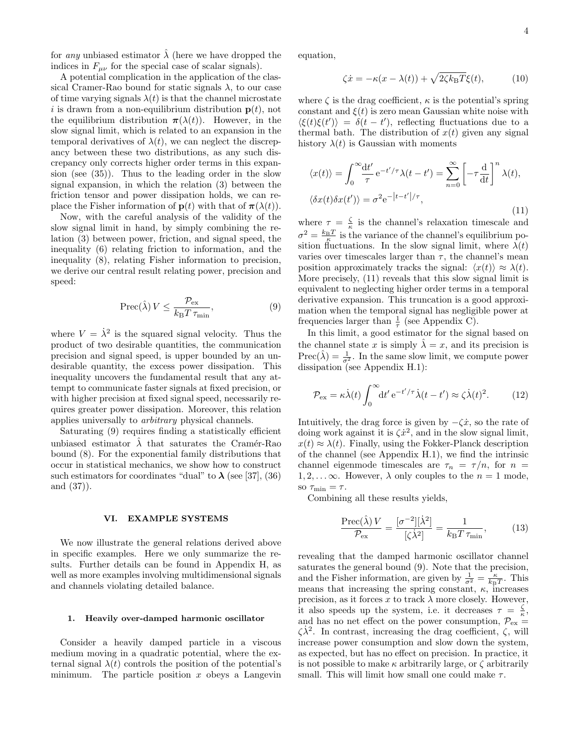for *any* unbiased estimator $\hat{\lambda}$ (here we have dropped the indices in $F_{\mu\nu}$ for the special case of scalar signals).

A potential complication in the application of the classical Cramer-Rao bound for static signals $\lambda$, to our case of time varying signals $\lambda(t)$ is that the channel microstate $i$ is drawn from a non-equilibrium distribution $\mathbf{p}(t)$, not the equilibrium distribution $\boldsymbol{\pi}(\lambda(t))$. However, in the slow signal limit, which is related to an expansion in the temporal derivatives of $\lambda(t)$, we can neglect the discrepancy between these two distributions, as any such discrepancy only corrects higher order terms in this expansion (see (35)). Thus to the leading order in the slow signal expansion, in which the relation (3) between the friction tensor and power dissipation holds, we can replace the Fisher information of $\mathbf{p}(t)$ with that of $\boldsymbol{\pi}(\lambda(t))$.

Now, with the careful analysis of the validity of the slow signal limit in hand, by simply combining the relation (3) between power, friction, and signal speed, the inequality (6) relating friction to information, and the inequality (8), relating Fisher information to precision, we derive our central result relating power, precision and speed:

$$\mathrm{Prec}(\hat{\lambda})\, V \leq \frac{\mathcal{P}_{\mathrm{ex}}}{k_{\mathrm{B}}T\, \tau_{\min}}, \tag{9}$$

where $V = \dot{\lambda}^2$ is the squared signal velocity. Thus the product of two desirable quantities, the communication precision and signal speed, is upper bounded by an undesirable quantity, the excess power dissipation. This inequality uncovers the fundamental result that any attempt to communicate faster signals at fixed precision, or with higher precision at fixed signal speed, necessarily requires greater power dissipation. Moreover, this relation applies universally to *arbitrary* physical channels.

Saturating (9) requires finding a statistically efficient unbiased estimator $\hat{\lambda}$ that saturates the Cramér-Rao bound (8). For the exponential family distributions that occur in statistical mechanics, we show how to construct such estimators for coordinates "dual" to $\boldsymbol{\lambda}$ (see [37], (36) and (37)).

## VI. EXAMPLE SYSTEMS

We now illustrate the general relations derived above in specific examples. Here we only summarize the results. Further details can be found in Appendix H, as well as more examples involving multidimensional signals and channels violating detailed balance.

### 1. Heavily over-damped harmonic oscillator

Consider a heavily damped particle in a viscous medium moving in a quadratic potential, where the external signal $\lambda(t)$ controls the position of the potential's minimum. The particle position $x$ obeys a Langevin equation,

$$\zeta \dot{x} = -\kappa(x - \lambda(t)) + \sqrt{2\zeta k_{\mathrm{B}}T}\,\xi(t), \tag{10}$$

where $\zeta$ is the drag coefficient, $\kappa$ is the potential's spring constant and $\xi(t)$ is zero mean Gaussian white noise with $\langle \xi(t)\xi(t')\rangle = \delta(t - t')$, reflecting fluctuations due to a thermal bath. The distribution of $x(t)$ given any signal history $\lambda(t)$ is Gaussian with moments

$$\begin{aligned}
\langle x(t)\rangle &= \int_0^\infty \frac{\mathrm{d}t'}{\tau}\,\mathrm{e}^{-t'/\tau}\lambda(t - t') = \sum_{n=0}^{\infty}\left[-\tau\frac{\mathrm{d}}{\mathrm{d}t}\right]^n \lambda(t), \\
\langle \delta x(t)\delta x(t')\rangle &= \sigma^2 \mathrm{e}^{-|t-t'|/\tau},
\end{aligned} \tag{11}$$

where $\tau = \frac{\zeta}{\kappa}$ is the channel's relaxation timescale and $\sigma^2 = \frac{k_{\mathrm{B}}T}{\kappa}$ is the variance of the channel's equilibrium position fluctuations. In the slow signal limit, where $\lambda(t)$ varies over timescales larger than $\tau$, the channel's mean position approximately tracks the signal: $\langle x(t)\rangle \approx \lambda(t)$. More precisely, (11) reveals that this slow signal limit is equivalent to neglecting higher order terms in a temporal derivative expansion. This truncation is a good approximation when the temporal signal has negligible power at frequencies larger than $\frac{1}{\tau}$ (see Appendix C).

In this limit, a good estimator for the signal based on the channel state $x$ is simply $\hat{\lambda} = x$, and its precision is $\mathrm{Prec}(\hat{\lambda}) = \frac{1}{\sigma^2}$. In the same slow limit, we compute power dissipation (see Appendix H.1):

$$\mathcal{P}_{\mathrm{ex}} = \kappa\dot{\lambda}(t)\int_0^\infty \mathrm{d}t'\,\mathrm{e}^{-t'/\tau}\dot{\lambda}(t - t') \approx \zeta\dot{\lambda}(t)^2. \tag{12}$$

Intuitively, the drag force is given by $-\zeta\dot{x}$, so the rate of doing work against it is $\zeta\dot{x}^2$, and in the slow signal limit, $x(t) \approx \lambda(t)$. Finally, using the Fokker-Planck description of the channel (see Appendix H.1), we find the intrinsic channel eigenmode timescales are $\tau_n = \tau/n$, for $n = 1, 2, \ldots\infty$. However, $\lambda$ only couples to the $n = 1$ mode, so $\tau_{\min} = \tau$.

Combining all these results yields,

$$\frac{\mathrm{Prec}(\hat{\lambda})\, V}{\mathcal{P}_{\mathrm{ex}}} = \frac{[\sigma^{-2}][\dot{\lambda}^2]}{[\zeta\dot{\lambda}^2]} = \frac{1}{k_{\mathrm{B}}T\,\tau_{\min}}, \tag{13}$$

revealing that the damped harmonic oscillator channel saturates the general bound (9). Note that the precision, and the Fisher information, are given by $\frac{1}{\sigma^2} = \frac{\kappa}{k_{\mathrm{B}}T}$. This means that increasing the spring constant, $\kappa$, increases precision, as it forces $x$ to track $\lambda$ more closely. However, it also speeds up the system, i.e. it decreases $\tau = \frac{\zeta}{\kappa}$, and has no net effect on the power consumption, $\mathcal{P}_{\mathrm{ex}} = \zeta\dot{\lambda}^2$. In contrast, increasing the drag coefficient, $\zeta$, will increase power consumption and slow down the system, as expected, but has no effect on precision. In practice, it is not possible to make $\kappa$ arbitrarily large, or $\zeta$ arbitrarily small. This will limit how small one could make $\tau$.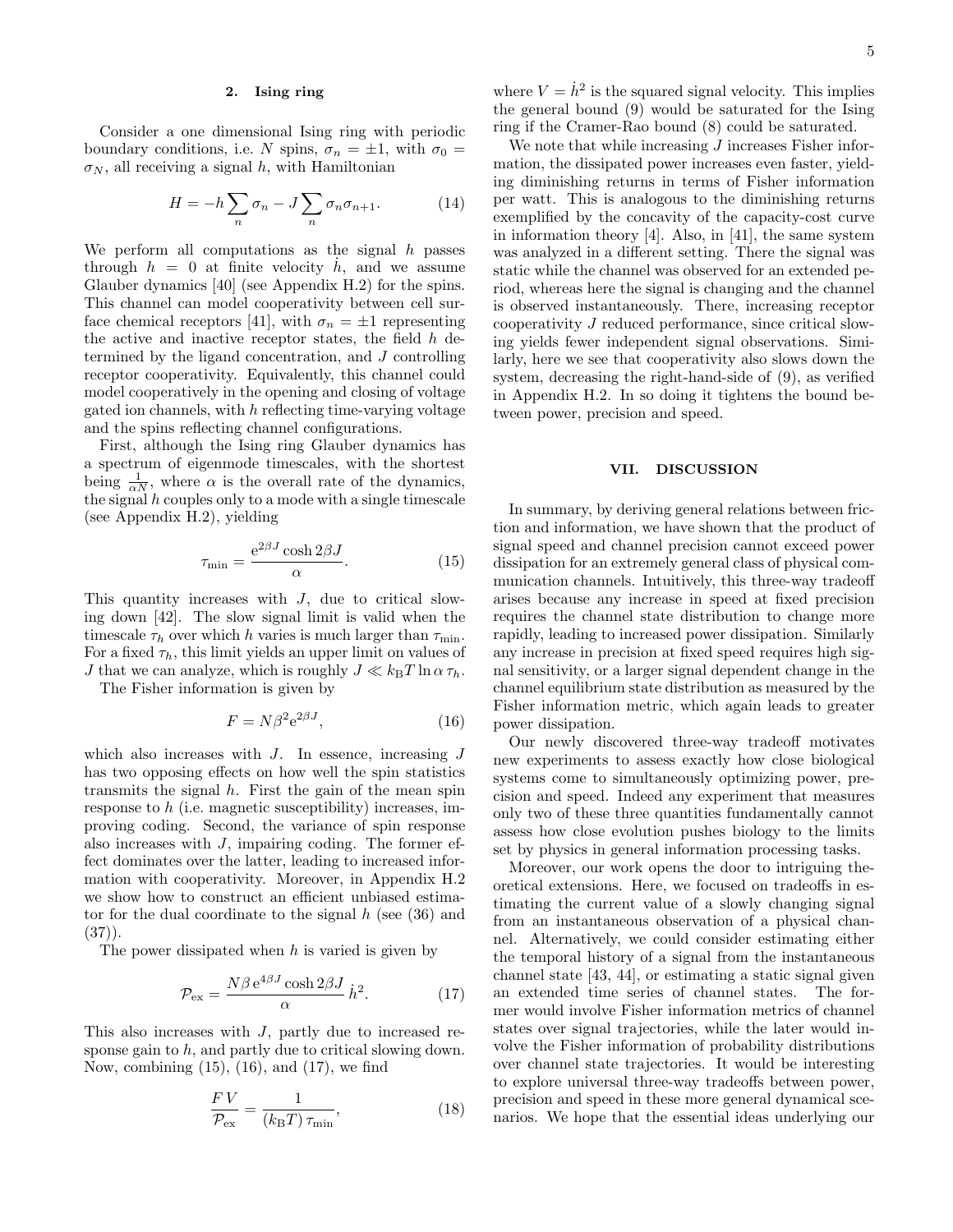### 2. Ising ring

Consider a one dimensional Ising ring with periodic boundary conditions, i.e. $N$ spins, $\sigma_n = \pm 1$, with $\sigma_0 = \sigma_N$, all receiving a signal $h$, with Hamiltonian

$$H = -h \sum_n \sigma_n - J \sum_n \sigma_n \sigma_{n+1}. \tag{14}$$

We perform all computations as the signal $h$ passes through $h = 0$ at finite velocity $\dot{h}$, and we assume Glauber dynamics [40] (see Appendix H.2) for the spins. This channel can model cooperativity between cell surface chemical receptors [41], with $\sigma_n = \pm 1$ representing the active and inactive receptor states, the field $h$ determined by the ligand concentration, and $J$ controlling receptor cooperativity. Equivalently, this channel could model cooperatively in the opening and closing of voltage gated ion channels, with $h$ reflecting time-varying voltage and the spins reflecting channel configurations.

First, although the Ising ring Glauber dynamics has a spectrum of eigenmode timescales, with the shortest being $\frac{1}{\alpha N}$, where $\alpha$ is the overall rate of the dynamics, the signal $h$ couples only to a mode with a single timescale (see Appendix H.2), yielding

$$\tau_{\min} = \frac{\mathrm{e}^{2\beta J} \cosh 2\beta J}{\alpha}. \tag{15}$$

This quantity increases with $J$, due to critical slowing down [42]. The slow signal limit is valid when the timescale $\tau_h$ over which $h$ varies is much larger than $\tau_{\min}$. For a fixed $\tau_h$, this limit yields an upper limit on values of $J$ that we can analyze, which is roughly $J \ll k_{\mathrm{B}}T \ln \alpha\, \tau_h$.

The Fisher information is given by

$$F = N\beta^2 \mathrm{e}^{2\beta J}, \tag{16}$$

which also increases with $J$. In essence, increasing $J$ has two opposing effects on how well the spin statistics transmits the signal $h$. First the gain of the mean spin response to $h$ (i.e. magnetic susceptibility) increases, improving coding. Second, the variance of spin response also increases with $J$, impairing coding. The former effect dominates over the latter, leading to increased information with cooperativity. Moreover, in Appendix H.2 we show how to construct an efficient unbiased estimator for the dual coordinate to the signal $h$ (see (36) and (37)).

The power dissipated when $h$ is varied is given by

$$\mathcal{P}_{\mathrm{ex}} = \frac{N\beta\, \mathrm{e}^{4\beta J} \cosh 2\beta J}{\alpha}\, \dot{h}^2. \tag{17}$$

This also increases with $J$, partly due to increased response gain to $h$, and partly due to critical slowing down. Now, combining (15), (16), and (17), we find

$$\frac{F\,V}{\mathcal{P}_{\mathrm{ex}}} = \frac{1}{(k_{\mathrm{B}}T)\,\tau_{\min}}, \tag{18}$$

where $V = \dot{h}^2$ is the squared signal velocity. This implies the general bound (9) would be saturated for the Ising ring if the Cramer-Rao bound (8) could be saturated.

We note that while increasing $J$ increases Fisher information, the dissipated power increases even faster, yielding diminishing returns in terms of Fisher information per watt. This is analogous to the diminishing returns exemplified by the concavity of the capacity-cost curve in information theory [4]. Also, in [41], the same system was analyzed in a different setting. There the signal was static while the channel was observed for an extended period, whereas here the signal is changing and the channel is observed instantaneously. There, increasing receptor cooperativity $J$ reduced performance, since critical slowing yields fewer independent signal observations. Similarly, here we see that cooperativity also slows down the system, decreasing the right-hand-side of (9), as verified in Appendix H.2. In so doing it tightens the bound between power, precision and speed.

## VII. DISCUSSION

In summary, by deriving general relations between friction and information, we have shown that the product of signal speed and channel precision cannot exceed power dissipation for an extremely general class of physical communication channels. Intuitively, this three-way tradeoff arises because any increase in speed at fixed precision requires the channel state distribution to change more rapidly, leading to increased power dissipation. Similarly any increase in precision at fixed speed requires high signal sensitivity, or a larger signal dependent change in the channel equilibrium state distribution as measured by the Fisher information metric, which again leads to greater power dissipation.

Our newly discovered three-way tradeoff motivates new experiments to assess exactly how close biological systems come to simultaneously optimizing power, precision and speed. Indeed any experiment that measures only two of these three quantities fundamentally cannot assess how close evolution pushes biology to the limits set by physics in general information processing tasks.

Moreover, our work opens the door to intriguing theoretical extensions. Here, we focused on tradeoffs in estimating the current value of a slowly changing signal from an instantaneous observation of a physical channel. Alternatively, we could consider estimating either the temporal history of a signal from the instantaneous channel state [43, 44], or estimating a static signal given an extended time series of channel states. The former would involve Fisher information metrics of channel states over signal trajectories, while the later would involve the Fisher information of probability distributions over channel state trajectories. It would be interesting to explore universal three-way tradeoffs between power, precision and speed in these more general dynamical scenarios. We hope that the essential ideas underlying our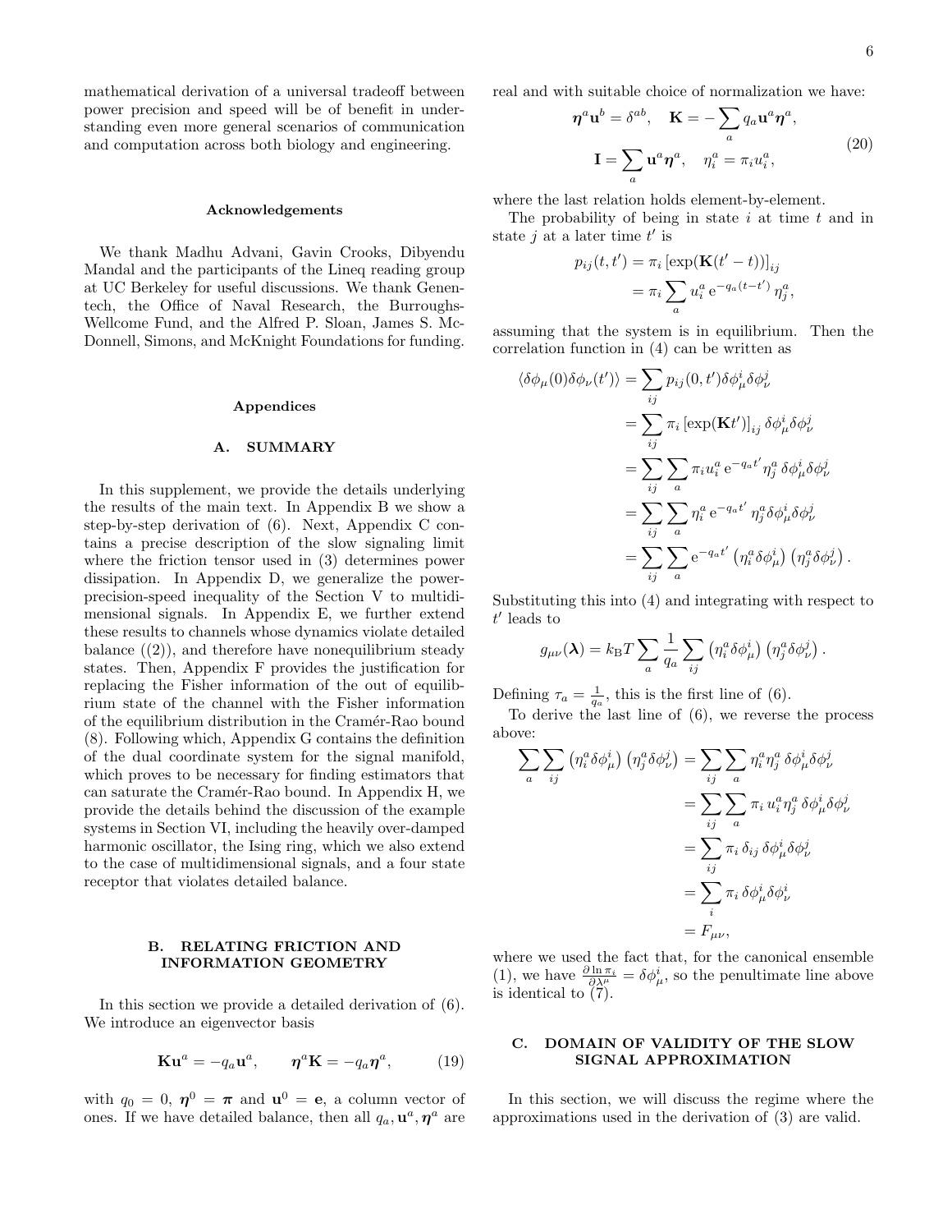mathematical derivation of a universal tradeoff between power precision and speed will be of benefit in understanding even more general scenarios of communication and computation across both biology and engineering.

### Acknowledgements

We thank Madhu Advani, Gavin Crooks, Dibyendu Mandal and the participants of the Lineq reading group at UC Berkeley for useful discussions. We thank Genentech, the Office of Naval Research, the Burroughs-Wellcome Fund, and the Alfred P. Sloan, James S. McDonnell, Simons, and McKnight Foundations for funding.

### Appendices

## A. SUMMARY

In this supplement, we provide the details underlying the results of the main text. In Appendix B we show a step-by-step derivation of (6). Next, Appendix C contains a precise description of the slow signaling limit where the friction tensor used in (3) determines power dissipation. In Appendix D, we generalize the power-precision-speed inequality of the Section V to multidimensional signals. In Appendix E, we further extend these results to channels whose dynamics violate detailed balance ((2)), and therefore have nonequilibrium steady states. Then, Appendix F provides the justification for replacing the Fisher information of the out of equilibrium state of the channel with the Fisher information of the equilibrium distribution in the Cramér-Rao bound (8). Following which, Appendix G contains the definition of the dual coordinate system for the signal manifold, which proves to be necessary for finding estimators that can saturate the Cramér-Rao bound. In Appendix H, we provide the details behind the discussion of the example systems in Section VI, including the heavily over-damped harmonic oscillator, the Ising ring, which we also extend to the case of multidimensional signals, and a four state receptor that violates detailed balance.

## B. RELATING FRICTION AND INFORMATION GEOMETRY

In this section we provide a detailed derivation of (6). We introduce an eigenvector basis

$$\mathbf{K}\mathbf{u}^a = -q_a\mathbf{u}^a, \qquad \boldsymbol{\eta}^a\mathbf{K} = -q_a\boldsymbol{\eta}^a, \tag{19}$$

with $q_0 = 0$, $\boldsymbol{\eta}^0 = \boldsymbol{\pi}$ and $\mathbf{u}^0 = \mathbf{e}$, a column vector of ones. If we have detailed balance, then all $q_a, \mathbf{u}^a, \boldsymbol{\eta}^a$ are real and with suitable choice of normalization we have:

$$\begin{gathered}\boldsymbol{\eta}^a\mathbf{u}^b = \delta^{ab}, \quad \mathbf{K} = -\sum_a q_a\mathbf{u}^a\boldsymbol{\eta}^a, \\ \mathbf{I} = \sum_a \mathbf{u}^a\boldsymbol{\eta}^a, \quad \eta^a_i = \pi_i u^a_i,\end{gathered} \tag{20}$$

where the last relation holds element-by-element.

The probability of being in state $i$ at time $t$ and in state $j$ at a later time $t'$ is

$$\begin{aligned}p_{ij}(t,t') &= \pi_i\left[\exp(\mathbf{K}(t'-t))\right]_{ij} \\ &= \pi_i\sum_a u^a_i\,\mathrm{e}^{-q_a(t-t')}\,\eta^a_j,\end{aligned}$$

assuming that the system is in equilibrium. Then the correlation function in (4) can be written as

$$\begin{aligned}\langle\delta\phi_\mu(0)\delta\phi_\nu(t')\rangle &= \sum_{ij} p_{ij}(0,t')\delta\phi^i_\mu\delta\phi^j_\nu \\ &= \sum_{ij}\pi_i\left[\exp(\mathbf{K}t')\right]_{ij}\delta\phi^i_\mu\delta\phi^j_\nu \\ &= \sum_{ij}\sum_a \pi_i u^a_i\,\mathrm{e}^{-q_at'}\eta^a_j\,\delta\phi^i_\mu\delta\phi^j_\nu \\ &= \sum_{ij}\sum_a \eta^a_i\,\mathrm{e}^{-q_at'}\,\eta^a_j\delta\phi^i_\mu\delta\phi^j_\nu \\ &= \sum_{ij}\sum_a \mathrm{e}^{-q_at'}\left(\eta^a_i\delta\phi^i_\mu\right)\left(\eta^a_j\delta\phi^j_\nu\right).\end{aligned}$$

Substituting this into (4) and integrating with respect to $t'$ leads to

$$g_{\mu\nu}(\boldsymbol{\lambda}) = k_{\mathrm{B}}T\sum_a\frac{1}{q_a}\sum_{ij}\left(\eta^a_i\delta\phi^i_\mu\right)\left(\eta^a_j\delta\phi^j_\nu\right).$$

Defining $\tau_a = \frac{1}{q_a}$, this is the first line of (6).

To derive the last line of (6), we reverse the process above:

$$\begin{aligned}\sum_a\sum_{ij}\left(\eta^a_i\delta\phi^i_\mu\right)\left(\eta^a_j\delta\phi^j_\nu\right) &= \sum_{ij}\sum_a \eta^a_i\eta^a_j\,\delta\phi^i_\mu\delta\phi^j_\nu \\ &= \sum_{ij}\sum_a \pi_i\,u^a_i\eta^a_j\,\delta\phi^i_\mu\delta\phi^j_\nu \\ &= \sum_{ij}\pi_i\,\delta_{ij}\,\delta\phi^i_\mu\delta\phi^j_\nu \\ &= \sum_i \pi_i\,\delta\phi^i_\mu\delta\phi^i_\nu \\ &= F_{\mu\nu},\end{aligned}$$

where we used the fact that, for the canonical ensemble (1), we have $\frac{\partial\ln\pi_i}{\partial\lambda^\mu} = \delta\phi^i_\mu$, so the penultimate line above is identical to (7).

## C. DOMAIN OF VALIDITY OF THE SLOW SIGNAL APPROXIMATION

In this section, we will discuss the regime where the approximations used in the derivation of (3) are valid.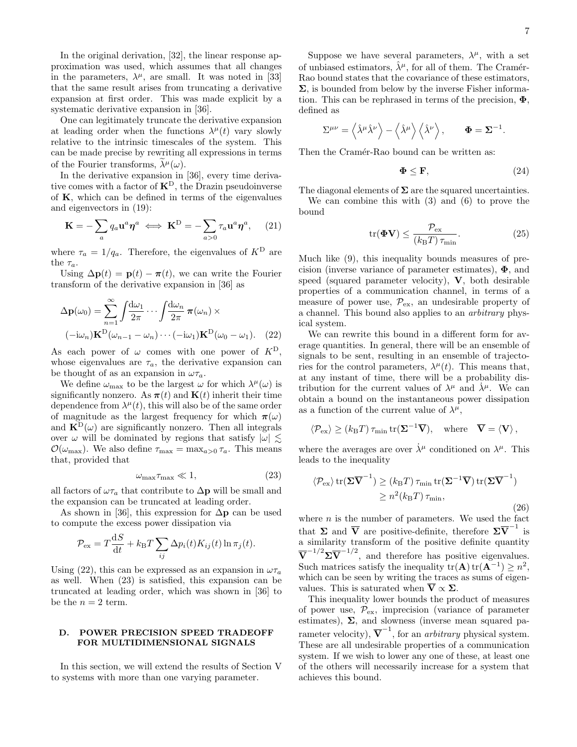In the original derivation, [32], the linear response approximation was used, which assumes that all changes in the parameters, $\lambda^\mu$, are small. It was noted in [33] that the same result arises from truncating a derivative expansion at first order. This was made explicit by a systematic derivative expansion in [36].

One can legitimately truncate the derivative expansion at leading order when the functions $\lambda^\mu(t)$ vary slowly relative to the intrinsic timescales of the system. This can be made precise by rewriting all expressions in terms of the Fourier transforms, $\widetilde{\lambda}^\mu(\omega)$.

In the derivative expansion in [36], every time derivative comes with a factor of $\mathbf{K}^{\mathrm{D}}$, the Drazin pseudoinverse of $\mathbf{K}$, which can be defined in terms of the eigenvalues and eigenvectors in (19):

$$\mathbf{K} = -\sum_a q_a \mathbf{u}^a \boldsymbol{\eta}^a \iff \mathbf{K}^{\mathrm{D}} = -\sum_{a>0} \tau_a \mathbf{u}^a \boldsymbol{\eta}^a, \qquad (21)$$

where $\tau_a = 1/q_a$. Therefore, the eigenvalues of $K^{\mathrm{D}}$ are the $\tau_a$.

Using $\Delta\mathbf{p}(t) = \mathbf{p}(t) - \boldsymbol{\pi}(t)$, we can write the Fourier transform of the derivative expansion in [36] as

$$\begin{aligned}\Delta\mathbf{p}(\omega_0) = \sum_{n=1}^{\infty} \int \frac{\mathrm{d}\omega_1}{2\pi} \cdots \int \frac{\mathrm{d}\omega_n}{2\pi}\, \boldsymbol{\pi}(\omega_n) \times \\ (-\mathrm{i}\omega_n)\mathbf{K}^{\mathrm{D}}(\omega_{n-1} - \omega_n) \cdots (-\mathrm{i}\omega_1)\mathbf{K}^{\mathrm{D}}(\omega_0 - \omega_1). \qquad (22)\end{aligned}$$

As each power of $\omega$ comes with one power of $K^{\mathrm{D}}$, whose eigenvalues are $\tau_a$, the derivative expansion can be thought of as an expansion in $\omega\tau_a$.

We define $\omega_{\max}$ to be the largest $\omega$ for which $\lambda^\mu(\omega)$ is significantly nonzero. As $\boldsymbol{\pi}(t)$ and $\mathbf{K}(t)$ inherit their time dependence from $\lambda^\mu(t)$, this will also be of the same order of magnitude as the largest frequency for which $\boldsymbol{\pi}(\omega)$ and $\mathbf{K}^{\mathrm{D}}(\omega)$ are significantly nonzero. Then all integrals over $\omega$ will be dominated by regions that satisfy $|\omega| \lesssim \mathcal{O}(\omega_{\max})$. We also define $\tau_{\max} = \max_{a>0} \tau_a$. This means that, provided that

$$\omega_{\max}\tau_{\max} \ll 1, \qquad (23)$$

all factors of $\omega\tau_a$ that contribute to $\Delta\mathbf{p}$ will be small and the expansion can be truncated at leading order.

As shown in [36], this expression for $\Delta\mathbf{p}$ can be used to compute the excess power dissipation via

$$\mathcal{P}_{\mathrm{ex}} = T\frac{\mathrm{d}S}{\mathrm{d}t} + k_{\mathrm{B}}T \sum_{ij} \Delta p_i(t) K_{ij}(t) \ln \pi_j(t).$$

Using (22), this can be expressed as an expansion in $\omega\tau_a$ as well. When (23) is satisfied, this expansion can be truncated at leading order, which was shown in [36] to be the $n = 2$ term.

### D. POWER PRECISION SPEED TRADEOFF FOR MULTIDIMENSIONAL SIGNALS

In this section, we will extend the results of Section V to systems with more than one varying parameter.

Suppose we have several parameters, $\lambda^\mu$, with a set of unbiased estimators, $\hat{\lambda}^\mu$, for all of them. The Cramér-Rao bound states that the covariance of these estimators, $\boldsymbol{\Sigma}$, is bounded from below by the inverse Fisher information. This can be rephrased in terms of the precision, $\boldsymbol{\Phi}$, defined as

$$\Sigma^{\mu\nu} = \left\langle \hat{\lambda}^\mu \hat{\lambda}^\nu \right\rangle - \left\langle \hat{\lambda}^\mu \right\rangle \left\langle \hat{\lambda}^\nu \right\rangle, \qquad \boldsymbol{\Phi} = \boldsymbol{\Sigma}^{-1}.$$

Then the Cramér-Rao bound can be written as:

$$\boldsymbol{\Phi} \le \mathbf{F}, \qquad (24)$$

The diagonal elements of $\boldsymbol{\Sigma}$ are the squared uncertainties.

We can combine this with (3) and (6) to prove the bound

$$\mathrm{tr}(\boldsymbol{\Phi}\mathbf{V}) \le \frac{\mathcal{P}_{\mathrm{ex}}}{(k_{\mathrm{B}}T)\,\tau_{\min}}. \qquad (25)$$

Much like (9), this inequality bounds measures of precision (inverse variance of parameter estimates), $\boldsymbol{\Phi}$, and speed (squared parameter velocity), $\mathbf{V}$, both desirable properties of a communication channel, in terms of a measure of power use, $\mathcal{P}_{\mathrm{ex}}$, an undesirable property of a channel. This bound also applies to an *arbitrary* physical system.

We can rewrite this bound in a different form for average quantities. In general, there will be an ensemble of signals to be sent, resulting in an ensemble of trajectories for the control parameters, $\lambda^\mu(t)$. This means that, at any instant of time, there will be a probability distribution for the current values of $\lambda^\mu$ and $\dot{\lambda}^\mu$. We can obtain a bound on the instantaneous power dissipation as a function of the current value of $\lambda^\mu$,

$$\langle \mathcal{P}_{\mathrm{ex}} \rangle \ge (k_{\mathrm{B}}T)\,\tau_{\min}\,\mathrm{tr}(\boldsymbol{\Sigma}^{-1}\overline{\mathbf{V}}), \quad \text{where} \quad \overline{\mathbf{V}} = \langle \mathbf{V} \rangle,$$

where the averages are over $\dot{\lambda}^\mu$ conditioned on $\lambda^\mu$. This leads to the inequality

$$\begin{aligned}\langle \mathcal{P}_{\mathrm{ex}} \rangle\,\mathrm{tr}(\boldsymbol{\Sigma}\overline{\mathbf{V}}^{-1}) &\ge (k_{\mathrm{B}}T)\,\tau_{\min}\,\mathrm{tr}(\boldsymbol{\Sigma}^{-1}\overline{\mathbf{V}})\,\mathrm{tr}(\boldsymbol{\Sigma}\overline{\mathbf{V}}^{-1}) \\ &\ge n^2 (k_{\mathrm{B}}T)\,\tau_{\min},\end{aligned} \qquad (26)$$

where $n$ is the number of parameters. We used the fact that $\boldsymbol{\Sigma}$ and $\overline{\mathbf{V}}$ are positive-definite, therefore $\boldsymbol{\Sigma}\overline{\mathbf{V}}^{-1}$ is a similarity transform of the positive definite quantity $\overline{\mathbf{V}}^{-1/2}\boldsymbol{\Sigma}\overline{\mathbf{V}}^{-1/2}$, and therefore has positive eigenvalues. Such matrices satisfy the inequality $\mathrm{tr}(\mathbf{A})\,\mathrm{tr}(\mathbf{A}^{-1}) \ge n^2$, which can be seen by writing the traces as sums of eigenvalues. This is saturated when $\overline{\mathbf{V}} \propto \boldsymbol{\Sigma}$.

This inequality lower bounds the product of measures of power use, $\mathcal{P}_{\mathrm{ex}}$, imprecision (variance of parameter estimates), $\boldsymbol{\Sigma}$, and slowness (inverse mean squared parameter velocity), $\overline{\mathbf{V}}^{-1}$, for an *arbitrary* physical system. These are all undesirable properties of a communication system. If we wish to lower any one of these, at least one of the others will necessarily increase for a system that achieves this bound.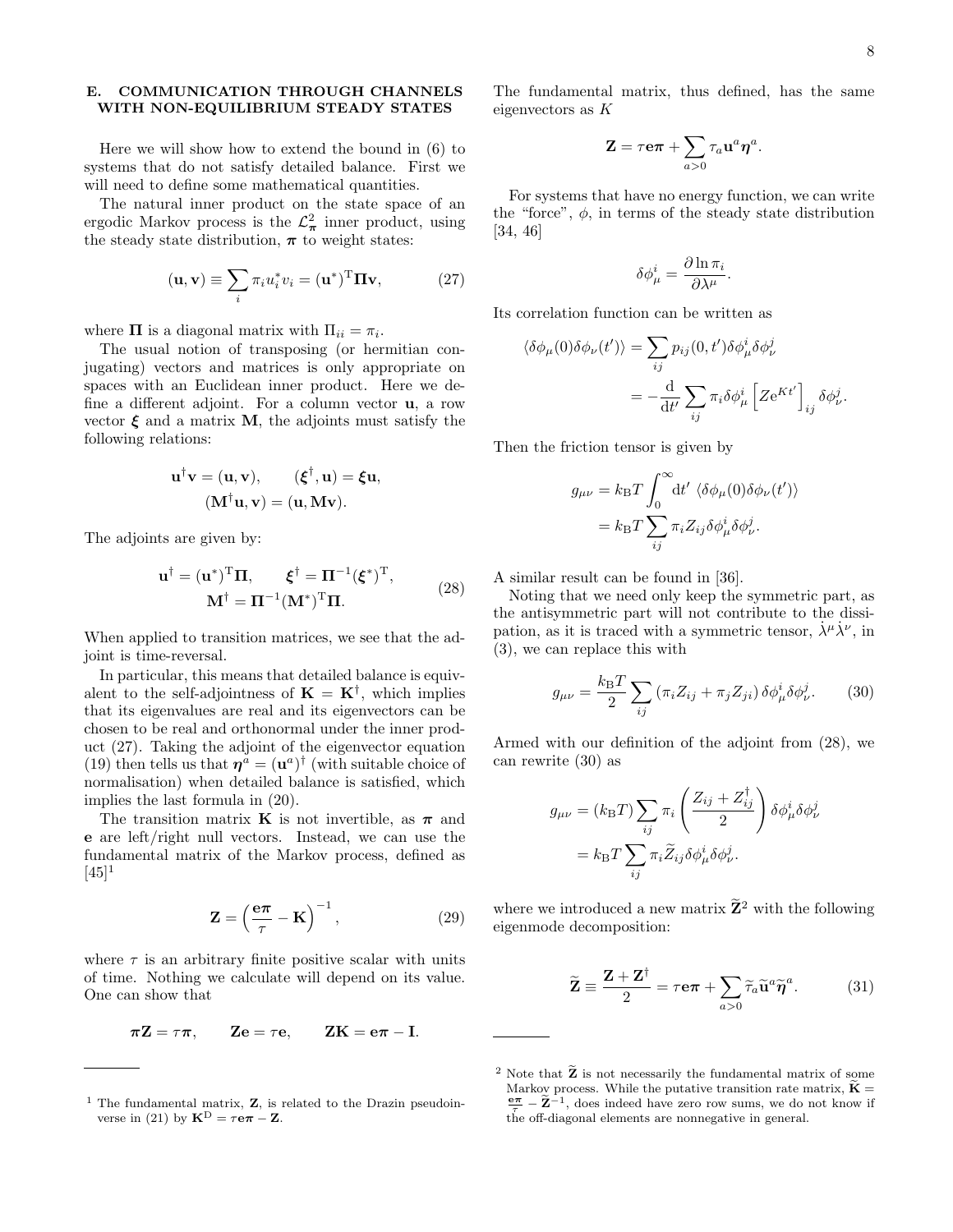## E. COMMUNICATION THROUGH CHANNELS WITH NON-EQUILIBRIUM STEADY STATES

Here we will show how to extend the bound in (6) to systems that do not satisfy detailed balance. First we will need to define some mathematical quantities.

The natural inner product on the state space of an ergodic Markov process is the $\mathcal{L}^2_{\boldsymbol{\pi}}$ inner product, using the steady state distribution, $\boldsymbol{\pi}$ to weight states:

$$(\mathbf{u},\mathbf{v}) \equiv \sum_i \pi_i u_i^* v_i = (\mathbf{u}^*)^{\mathrm{T}} \boldsymbol{\Pi} \mathbf{v}, \tag{27}$$

where $\boldsymbol{\Pi}$ is a diagonal matrix with $\Pi_{ii} = \pi_i$.

The usual notion of transposing (or hermitian conjugating) vectors and matrices is only appropriate on spaces with an Euclidean inner product. Here we define a different adjoint. For a column vector $\mathbf{u}$, a row vector $\boldsymbol{\xi}$ and a matrix $\mathbf{M}$, the adjoints must satisfy the following relations:

$$\mathbf{u}^\dagger \mathbf{v} = (\mathbf{u},\mathbf{v}), \qquad (\boldsymbol{\xi}^\dagger, \mathbf{u}) = \boldsymbol{\xi}\mathbf{u},$$
$$(\mathbf{M}^\dagger \mathbf{u}, \mathbf{v}) = (\mathbf{u}, \mathbf{M}\mathbf{v}).$$

The adjoints are given by:

$$\mathbf{u}^\dagger = (\mathbf{u}^*)^{\mathrm{T}} \boldsymbol{\Pi}, \qquad \boldsymbol{\xi}^\dagger = \boldsymbol{\Pi}^{-1} (\boldsymbol{\xi}^*)^{\mathrm{T}},$$
$$\mathbf{M}^\dagger = \boldsymbol{\Pi}^{-1} (\mathbf{M}^*)^{\mathrm{T}} \boldsymbol{\Pi}. \tag{28}$$

When applied to transition matrices, we see that the adjoint is time-reversal.

In particular, this means that detailed balance is equivalent to the self-adjointness of $\mathbf{K} = \mathbf{K}^\dagger$, which implies that its eigenvalues are real and its eigenvectors can be chosen to be real and orthonormal under the inner product (27). Taking the adjoint of the eigenvector equation (19) then tells us that $\boldsymbol{\eta}^a = (\mathbf{u}^a)^\dagger$ (with suitable choice of normalisation) when detailed balance is satisfied, which implies the last formula in (20).

The transition matrix $\mathbf{K}$ is not invertible, as $\boldsymbol{\pi}$ and $\mathbf{e}$ are left/right null vectors. Instead, we can use the fundamental matrix of the Markov process, defined as [45][1]

$$\mathbf{Z} = \left( \frac{\mathbf{e}\boldsymbol{\pi}}{\tau} - \mathbf{K} \right)^{-1}, \tag{29}$$

where $\tau$ is an arbitrary finite positive scalar with units of time. Nothing we calculate will depend on its value. One can show that

$$\boldsymbol{\pi}\mathbf{Z} = \tau\boldsymbol{\pi}, \qquad \mathbf{Z}\mathbf{e} = \tau\mathbf{e}, \qquad \mathbf{Z}\mathbf{K} = \mathbf{e}\boldsymbol{\pi} - \mathbf{I}.$$

The fundamental matrix, thus defined, has the same eigenvectors as $K$

$$\mathbf{Z} = \tau\mathbf{e}\boldsymbol{\pi} + \sum_{a>0} \tau_a \mathbf{u}^a \boldsymbol{\eta}^a.$$

For systems that have no energy function, we can write the "force", $\phi$, in terms of the steady state distribution [34, 46]

$$\delta\phi^i_\mu = \frac{\partial \ln \pi_i}{\partial \lambda^\mu}.$$

Its correlation function can be written as

$$\begin{aligned}
\langle \delta\phi_\mu(0) \delta\phi_\nu(t') \rangle &= \sum_{ij} p_{ij}(0,t') \delta\phi^i_\mu \delta\phi^j_\nu \\
&= -\frac{\mathrm{d}}{\mathrm{d}t'} \sum_{ij} \pi_i \delta\phi^i_\mu \left[ Z \mathrm{e}^{Kt'} \right]_{ij} \delta\phi^j_\nu.
\end{aligned}$$

Then the friction tensor is given by

$$\begin{aligned}
g_{\mu\nu} &= k_{\mathrm{B}}T \int_0^\infty \mathrm{d}t' \, \langle \delta\phi_\mu(0) \delta\phi_\nu(t') \rangle \\
&= k_{\mathrm{B}}T \sum_{ij} \pi_i Z_{ij} \delta\phi^i_\mu \delta\phi^j_\nu.
\end{aligned}$$

A similar result can be found in [36].

Noting that we need only keep the symmetric part, as the antisymmetric part will not contribute to the dissipation, as it is traced with a symmetric tensor, $\dot\lambda^\mu \dot\lambda^\nu$, in (3), we can replace this with

$$g_{\mu\nu} = \frac{k_{\mathrm{B}}T}{2} \sum_{ij} \left( \pi_i Z_{ij} + \pi_j Z_{ji} \right) \delta\phi^i_\mu \delta\phi^j_\nu. \tag{30}$$

Armed with our definition of the adjoint from (28), we can rewrite (30) as

$$\begin{aligned}
g_{\mu\nu} &= (k_{\mathrm{B}}T) \sum_{ij} \pi_i \left( \frac{Z_{ij} + Z^\dagger_{ij}}{2} \right) \delta\phi^i_\mu \delta\phi^j_\nu \\
&= k_{\mathrm{B}}T \sum_{ij} \pi_i \widetilde{Z}_{ij} \delta\phi^i_\mu \delta\phi^j_\nu.
\end{aligned}$$

where we introduced a new matrix $\widetilde{\mathbf{Z}}$[2] with the following eigenmode decomposition:

$$\widetilde{\mathbf{Z}} \equiv \frac{\mathbf{Z} + \mathbf{Z}^\dagger}{2} = \tau\mathbf{e}\boldsymbol{\pi} + \sum_{a>0} \widetilde{\tau}_a \widetilde{\mathbf{u}}^a \widetilde{\boldsymbol{\eta}}^a. \tag{31}$$

---

[1] The fundamental matrix, $\mathbf{Z}$, is related to the Drazin pseudoinverse in (21) by $\mathbf{K}^{\mathrm{D}} = \tau\mathbf{e}\boldsymbol{\pi} - \mathbf{Z}$.

[2] Note that $\widetilde{\mathbf{Z}}$ is not necessarily the fundamental matrix of some Markov process. While the putative transition rate matrix, $\widetilde{\mathbf{K}} = \frac{\mathbf{e}\boldsymbol{\pi}}{\tau} - \widetilde{\mathbf{Z}}^{-1}$, does indeed have zero row sums, we do not know if the off-diagonal elements are nonnegative in general.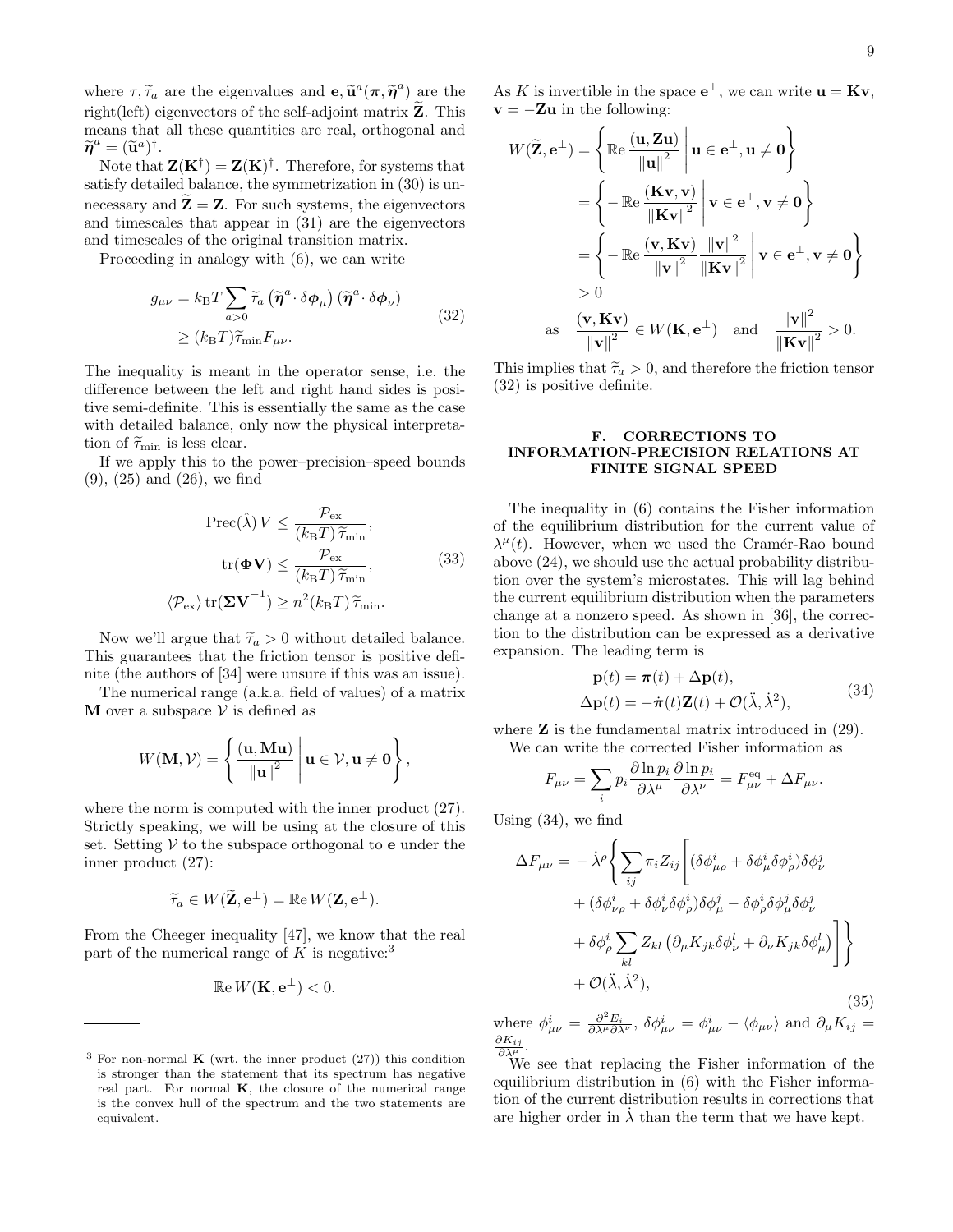where $\tau, \widetilde{\tau}_a$ are the eigenvalues and $\mathbf{e}, \widetilde{\mathbf{u}}^a(\boldsymbol{\pi}, \widetilde{\boldsymbol{\eta}}^a)$ are the right(left) eigenvectors of the self-adjoint matrix $\widetilde{\mathbf{Z}}$. This means that all these quantities are real, orthogonal and $\widetilde{\boldsymbol{\eta}}^a = (\widetilde{\mathbf{u}}^a)^\dagger$.

Note that $\mathbf{Z}(\mathbf{K}^\dagger) = \mathbf{Z}(\mathbf{K})^\dagger$. Therefore, for systems that satisfy detailed balance, the symmetrization in (30) is unnecessary and $\widetilde{\mathbf{Z}} = \mathbf{Z}$. For such systems, the eigenvectors and timescales that appear in (31) are the eigenvectors and timescales of the original transition matrix.

Proceeding in analogy with (6), we can write

$$
\begin{aligned}
g_{\mu\nu} &= k_{\mathrm{B}}T \sum_{a>0} \widetilde{\tau}_a \left(\widetilde{\boldsymbol{\eta}}^a \cdot \delta\boldsymbol{\phi}_\mu\right)\left(\widetilde{\boldsymbol{\eta}}^a \cdot \delta\boldsymbol{\phi}_\nu\right) \\
&\geq (k_{\mathrm{B}}T)\widetilde{\tau}_{\min} F_{\mu\nu}.
\end{aligned}
\tag{32}
$$

The inequality is meant in the operator sense, i.e. the difference between the left and right hand sides is positive semi-definite. This is essentially the same as the case with detailed balance, only now the physical interpretation of $\widetilde{\tau}_{\min}$ is less clear.

If we apply this to the power–precision–speed bounds (9), (25) and (26), we find

$$
\begin{aligned}
\operatorname{Prec}(\hat{\lambda})\, V &\leq \frac{\mathcal{P}_{\mathrm{ex}}}{(k_{\mathrm{B}}T)\,\widetilde{\tau}_{\min}}, \\
\operatorname{tr}(\boldsymbol{\Phi}\mathbf{V}) &\leq \frac{\mathcal{P}_{\mathrm{ex}}}{(k_{\mathrm{B}}T)\,\widetilde{\tau}_{\min}}, \\
\langle \mathcal{P}_{\mathrm{ex}} \rangle \operatorname{tr}(\boldsymbol{\Sigma}\overline{\mathbf{V}}^{-1}) &\geq n^2 (k_{\mathrm{B}}T)\,\widetilde{\tau}_{\min}.
\end{aligned}
\tag{33}
$$

Now we'll argue that $\widetilde{\tau}_a > 0$ without detailed balance. This guarantees that the friction tensor is positive definite (the authors of [34] were unsure if this was an issue).

The numerical range (a.k.a. field of values) of a matrix $\mathbf{M}$ over a subspace $\mathcal{V}$ is defined as

$$
W(\mathbf{M}, \mathcal{V}) = \left\{ \frac{(\mathbf{u}, \mathbf{M}\mathbf{u})}{\|\mathbf{u}\|^2} \,\middle|\, \mathbf{u} \in \mathcal{V}, \mathbf{u} \neq \mathbf{0} \right\},
$$

where the norm is computed with the inner product (27). Strictly speaking, we will be using at the closure of this set. Setting $\mathcal{V}$ to the subspace orthogonal to $\mathbf{e}$ under the inner product (27):

$$
\widetilde{\tau}_a \in W(\widetilde{\mathbf{Z}}, \mathbf{e}^\perp) = \mathbb{Re}\, W(\mathbf{Z}, \mathbf{e}^\perp).
$$

From the Cheeger inequality [47], we know that the real part of the numerical range of $K$ is negative:[3]

$$
\mathbb{Re}\, W(\mathbf{K}, \mathbf{e}^\perp) < 0.
$$

As $K$ is invertible in the space $\mathbf{e}^\perp$, we can write $\mathbf{u} = \mathbf{K}\mathbf{v}$, $\mathbf{v} = -\mathbf{Z}\mathbf{u}$ in the following:

$$
\begin{aligned}
W(\widetilde{\mathbf{Z}}, \mathbf{e}^\perp) &= \left\{ \mathbb{Re}\, \frac{(\mathbf{u}, \mathbf{Z}\mathbf{u})}{\|\mathbf{u}\|^2} \,\middle|\, \mathbf{u} \in \mathbf{e}^\perp, \mathbf{u} \neq \mathbf{0} \right\} \\
&= \left\{ -\,\mathbb{Re}\, \frac{(\mathbf{K}\mathbf{v}, \mathbf{v})}{\|\mathbf{K}\mathbf{v}\|^2} \,\middle|\, \mathbf{v} \in \mathbf{e}^\perp, \mathbf{v} \neq \mathbf{0} \right\} \\
&= \left\{ -\,\mathbb{Re}\, \frac{(\mathbf{v}, \mathbf{K}\mathbf{v})}{\|\mathbf{v}\|^2} \frac{\|\mathbf{v}\|^2}{\|\mathbf{K}\mathbf{v}\|^2} \,\middle|\, \mathbf{v} \in \mathbf{e}^\perp, \mathbf{v} \neq \mathbf{0} \right\} \\
&> 0 \\
\text{as} \quad \frac{(\mathbf{v}, \mathbf{K}\mathbf{v})}{\|\mathbf{v}\|^2} &\in W(\mathbf{K}, \mathbf{e}^\perp) \quad \text{and} \quad \frac{\|\mathbf{v}\|^2}{\|\mathbf{K}\mathbf{v}\|^2} > 0.
\end{aligned}
$$

This implies that $\widetilde{\tau}_a > 0$, and therefore the friction tensor (32) is positive definite.

### F. CORRECTIONS TO INFORMATION-PRECISION RELATIONS AT FINITE SIGNAL SPEED

The inequality in (6) contains the Fisher information of the equilibrium distribution for the current value of $\lambda^\mu(t)$. However, when we used the Cramér-Rao bound above (24), we should use the actual probability distribution over the system's microstates. This will lag behind the current equilibrium distribution when the parameters change at a nonzero speed. As shown in [36], the correction to the distribution can be expressed as a derivative expansion. The leading term is

$$
\begin{aligned}
\mathbf{p}(t) &= \boldsymbol{\pi}(t) + \Delta\mathbf{p}(t), \\
\Delta\mathbf{p}(t) &= -\dot{\boldsymbol{\pi}}(t)\mathbf{Z}(t) + \mathcal{O}(\ddot{\lambda}, \dot{\lambda}^2),
\end{aligned}
\tag{34}
$$

where $\mathbf{Z}$ is the fundamental matrix introduced in (29).

We can write the corrected Fisher information as

$$
F_{\mu\nu} = \sum_i p_i \frac{\partial \ln p_i}{\partial \lambda^\mu} \frac{\partial \ln p_i}{\partial \lambda^\nu} = F^{\mathrm{eq}}_{\mu\nu} + \Delta F_{\mu\nu}.
$$

Using (34), we find

$$
\begin{aligned}
\Delta F_{\mu\nu} = &-\dot{\lambda}^\rho \Bigg\{ \sum_{ij} \pi_i Z_{ij} \bigg[ (\delta\phi^i_{\mu\rho} + \delta\phi^i_\mu \delta\phi^i_\rho)\delta\phi^j_\nu \\
&+ (\delta\phi^i_{\nu\rho} + \delta\phi^i_\nu \delta\phi^i_\rho)\delta\phi^j_\mu - \delta\phi^i_\rho \delta\phi^j_\mu \delta\phi^j_\nu \\
&+ \delta\phi^i_\rho \sum_{kl} Z_{kl} \left( \partial_\mu K_{jk} \delta\phi^l_\nu + \partial_\nu K_{jk} \delta\phi^l_\mu \right) \bigg] \Bigg\} \\
&+ \mathcal{O}(\ddot{\lambda}, \dot{\lambda}^2),
\end{aligned}
\tag{35}
$$

where $\phi^i_{\mu\nu} = \frac{\partial^2 E_i}{\partial\lambda^\mu \partial\lambda^\nu}$, $\delta\phi^i_{\mu\nu} = \phi^i_{\mu\nu} - \langle \phi_{\mu\nu} \rangle$ and $\partial_\mu K_{ij} = \frac{\partial K_{ij}}{\partial \lambda^\mu}$.

We see that replacing the Fisher information of the equilibrium distribution in (6) with the Fisher information of the current distribution results in corrections that are higher order in $\dot{\lambda}$ than the term that we have kept.

---

[3] For non-normal $\mathbf{K}$ (wrt. the inner product (27)) this condition is stronger than the statement that its spectrum has negative real part. For normal $\mathbf{K}$, the closure of the numerical range is the convex hull of the spectrum and the two statements are equivalent.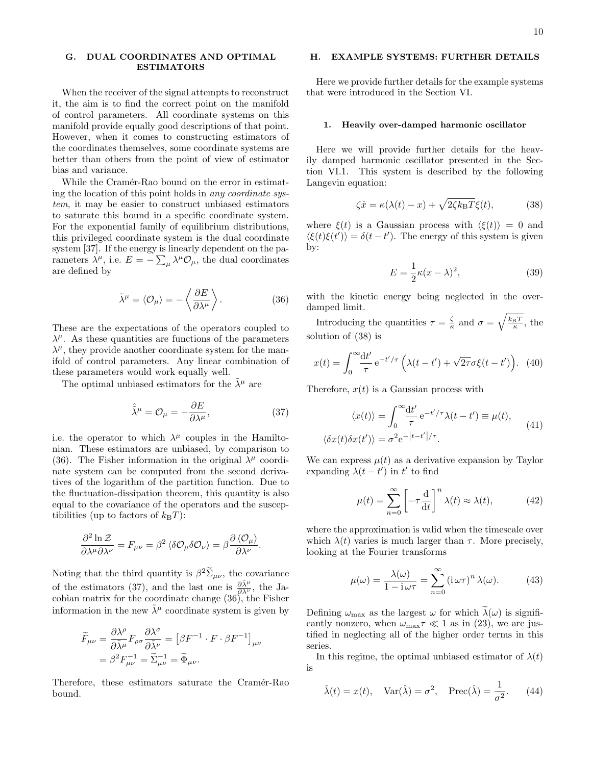## G. DUAL COORDINATES AND OPTIMAL ESTIMATORS

When the receiver of the signal attempts to reconstruct it, the aim is to find the correct point on the manifold of control parameters. All coordinate systems on this manifold provide equally good descriptions of that point. However, when it comes to constructing estimators of the coordinates themselves, some coordinate systems are better than others from the point of view of estimator bias and variance.

While the Cramér-Rao bound on the error in estimating the location of this point holds in *any coordinate system*, it may be easier to construct unbiased estimators to saturate this bound in a specific coordinate system. For the exponential family of equilibrium distributions, this privileged coordinate system is the dual coordinate system [37]. If the energy is linearly dependent on the parameters $\lambda^\mu$, i.e. $E = -\sum_\mu \lambda^\mu \mathcal{O}_\mu$, the dual coordinates are defined by

$$\tilde{\lambda}^\mu = \langle \mathcal{O}_\mu \rangle = -\left\langle \frac{\partial E}{\partial \lambda^\mu} \right\rangle. \tag{36}$$

These are the expectations of the operators coupled to $\lambda^\mu$. As these quantities are functions of the parameters $\lambda^\mu$, they provide another coordinate system for the manifold of control parameters. Any linear combination of these parameters would work equally well.

The optimal unbiased estimators for the $\tilde{\lambda}^\mu$ are

$$\hat{\tilde{\lambda}}^\mu = \mathcal{O}_\mu = -\frac{\partial E}{\partial \lambda^\mu}, \tag{37}$$

i.e. the operator to which $\lambda^\mu$ couples in the Hamiltonian. These estimators are unbiased, by comparison to (36). The Fisher information in the original $\lambda^\mu$ coordinate system can be computed from the second derivatives of the logarithm of the partition function. Due to the fluctuation-dissipation theorem, this quantity is also equal to the covariance of the operators and the susceptibilities (up to factors of $k_{\mathrm{B}}T$):

$$\frac{\partial^2 \ln \mathcal{Z}}{\partial \lambda^\mu \partial \lambda^\nu} = F_{\mu\nu} = \beta^2 \langle \delta\mathcal{O}_\mu \delta\mathcal{O}_\nu \rangle = \beta \frac{\partial \langle \mathcal{O}_\mu \rangle}{\partial \lambda^\nu}.$$

Noting that the third quantity is $\beta^2 \widetilde{\Sigma}_{\mu\nu}$, the covariance of the estimators (37), and the last one is $\frac{\partial \tilde{\lambda}^\mu}{\partial \lambda^\nu}$, the Jacobian matrix for the coordinate change (36), the Fisher information in the new $\tilde{\lambda}^\mu$ coordinate system is given by

$$\begin{aligned}
\widetilde{F}_{\mu\nu} &= \frac{\partial \lambda^\rho}{\partial \tilde{\lambda}^\mu} F_{\rho\sigma} \frac{\partial \lambda^\sigma}{\partial \tilde{\lambda}^\nu} = \left[\beta F^{-1} \cdot F \cdot \beta F^{-1}\right]_{\mu\nu} \\
&= \beta^2 F^{-1}_{\mu\nu} = \widetilde{\Sigma}^{-1}_{\mu\nu} = \widetilde{\Phi}_{\mu\nu}.
\end{aligned}$$

Therefore, these estimators saturate the Cramér-Rao bound.

## H. EXAMPLE SYSTEMS: FURTHER DETAILS

Here we provide further details for the example systems that were introduced in the Section VI.

### 1. Heavily over-damped harmonic oscillator

Here we will provide further details for the heavily damped harmonic oscillator presented in the Section VI.1. This system is described by the following Langevin equation:

$$\zeta \dot{x} = \kappa(\lambda(t) - x) + \sqrt{2\zeta k_{\mathrm{B}} T}\,\xi(t), \tag{38}$$

where $\xi(t)$ is a Gaussian process with $\langle \xi(t) \rangle = 0$ and $\langle \xi(t)\xi(t') \rangle = \delta(t - t')$. The energy of this system is given by:

$$E = \frac{1}{2}\kappa(x - \lambda)^2, \tag{39}$$

with the kinetic energy being neglected in the over-damped limit.

Introducing the quantities $\tau = \frac{\zeta}{\kappa}$ and $\sigma = \sqrt{\frac{k_{\mathrm{B}}T}{\kappa}}$, the solution of (38) is

$$x(t) = \int_0^\infty \frac{\mathrm{d}t'}{\tau}\,\mathrm{e}^{-t'/\tau}\left(\lambda(t - t') + \sqrt{2\tau}\sigma\xi(t - t')\right). \tag{40}$$

Therefore, $x(t)$ is a Gaussian process with

$$\begin{aligned}
\langle x(t) \rangle &= \int_0^\infty \frac{\mathrm{d}t'}{\tau}\,\mathrm{e}^{-t'/\tau}\lambda(t - t') \equiv \mu(t), \\
\langle \delta x(t) \delta x(t') \rangle &= \sigma^2 \mathrm{e}^{-\left|t - t'\right|/\tau}.
\end{aligned} \tag{41}$$

We can express $\mu(t)$ as a derivative expansion by Taylor expanding $\lambda(t - t')$ in $t'$ to find

$$\mu(t) = \sum_{n=0}^\infty \left[-\tau \frac{\mathrm{d}}{\mathrm{d}t}\right]^n \lambda(t) \approx \lambda(t), \tag{42}$$

where the approximation is valid when the timescale over which $\lambda(t)$ varies is much larger than $\tau$. More precisely, looking at the Fourier transforms

$$\mu(\omega) = \frac{\lambda(\omega)}{1 - \mathrm{i}\,\omega\tau} = \sum_{n=0}^\infty (\mathrm{i}\,\omega\tau)^n \lambda(\omega). \tag{43}$$

Defining $\omega_{\mathrm{max}}$ as the largest $\omega$ for which $\widetilde{\lambda}(\omega)$ is significantly nonzero, when $\omega_{\mathrm{max}}\tau \ll 1$ as in (23), we are justified in neglecting all of the higher order terms in this series.

In this regime, the optimal unbiased estimator of $\lambda(t)$ is

$$\hat{\lambda}(t) = x(t), \quad \mathrm{Var}(\hat{\lambda}) = \sigma^2, \quad \mathrm{Prec}(\hat{\lambda}) = \frac{1}{\sigma^2}. \tag{44}$$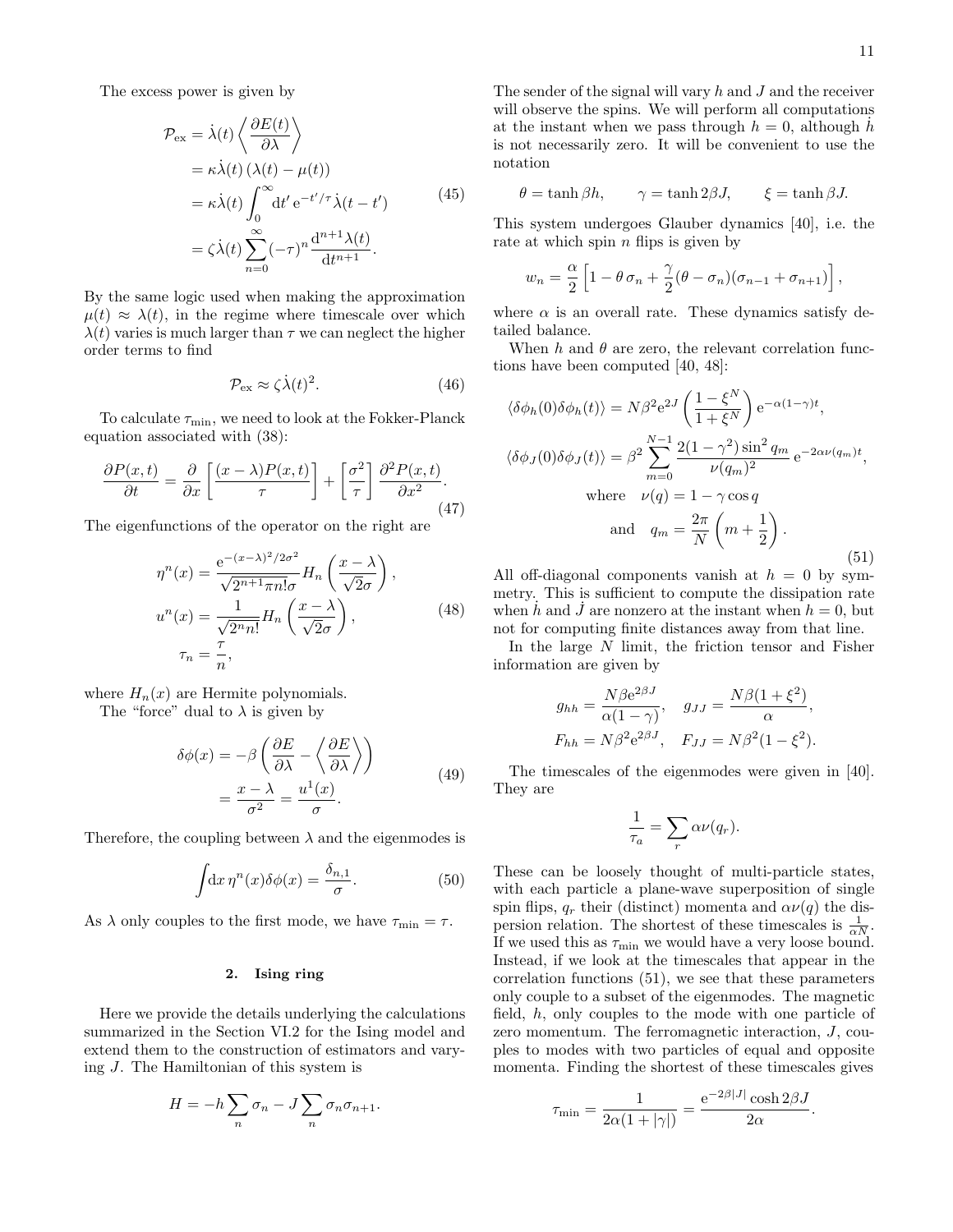The excess power is given by

$$\begin{aligned}
\mathcal{P}_{\text{ex}} &= \dot{\lambda}(t) \left\langle \frac{\partial E(t)}{\partial \lambda} \right\rangle \\
&= \kappa \dot{\lambda}(t) \left( \lambda(t) - \mu(t) \right) \\
&= \kappa \dot{\lambda}(t) \int_0^\infty \mathrm{d}t' \, \mathrm{e}^{-t'/\tau} \dot{\lambda}(t-t') \\
&= \zeta \dot{\lambda}(t) \sum_{n=0}^\infty (-\tau)^n \frac{\mathrm{d}^{n+1}\lambda(t)}{\mathrm{d}t^{n+1}}.
\end{aligned} \tag{45}$$

By the same logic used when making the approximation $\mu(t) \approx \lambda(t)$, in the regime where timescale over which $\lambda(t)$ varies is much larger than $\tau$ we can neglect the higher order terms to find

$$\mathcal{P}_{\text{ex}} \approx \zeta \dot{\lambda}(t)^2. \tag{46}$$

To calculate $\tau_{\min}$, we need to look at the Fokker-Planck equation associated with (38):

$$\frac{\partial P(x,t)}{\partial t} = \frac{\partial}{\partial x}\left[\frac{(x-\lambda)P(x,t)}{\tau}\right] + \left[\frac{\sigma^2}{\tau}\right] \frac{\partial^2 P(x,t)}{\partial x^2}. \tag{47}$$

The eigenfunctions of the operator on the right are

$$\begin{aligned}
\eta^n(x) &= \frac{\mathrm{e}^{-(x-\lambda)^2/2\sigma^2}}{\sqrt{2^{n+1}\pi n!}\sigma} H_n\left(\frac{x-\lambda}{\sqrt{2}\sigma}\right), \\
u^n(x) &= \frac{1}{\sqrt{2^n n!}} H_n\left(\frac{x-\lambda}{\sqrt{2}\sigma}\right), \\
\tau_n &= \frac{\tau}{n},
\end{aligned} \tag{48}$$

where $H_n(x)$ are Hermite polynomials.

The "force" dual to $\lambda$ is given by

$$\begin{aligned}
\delta\phi(x) &= -\beta\left(\frac{\partial E}{\partial \lambda} - \left\langle \frac{\partial E}{\partial \lambda} \right\rangle\right) \\
&= \frac{x-\lambda}{\sigma^2} = \frac{u^1(x)}{\sigma}.
\end{aligned} \tag{49}$$

Therefore, the coupling between $\lambda$ and the eigenmodes is

$$\int \mathrm{d}x \, \eta^n(x) \delta\phi(x) = \frac{\delta_{n,1}}{\sigma}. \tag{50}$$

As $\lambda$ only couples to the first mode, we have $\tau_{\min} = \tau$.

### 2. Ising ring

Here we provide the details underlying the calculations summarized in the Section VI.2 for the Ising model and extend them to the construction of estimators and varying $J$. The Hamiltonian of this system is

$$H = -h\sum_n \sigma_n - J \sum_n \sigma_n \sigma_{n+1}.$$

The sender of the signal will vary $h$ and $J$ and the receiver will observe the spins. We will perform all computations at the instant when we pass through $h=0$, although $\dot{h}$ is not necessarily zero. It will be convenient to use the notation

$$\theta = \tanh \beta h, \qquad \gamma = \tanh 2\beta J, \qquad \xi = \tanh \beta J.$$

This system undergoes Glauber dynamics [40], i.e. the rate at which spin $n$ flips is given by

$$w_n = \frac{\alpha}{2}\left[1 - \theta\,\sigma_n + \frac{\gamma}{2}(\theta - \sigma_n)(\sigma_{n-1} + \sigma_{n+1})\right],$$

where $\alpha$ is an overall rate. These dynamics satisfy detailed balance.

When $h$ and $\theta$ are zero, the relevant correlation functions have been computed [40, 48]:

$$\begin{aligned}
\langle \delta\phi_h(0)\delta\phi_h(t)\rangle &= N\beta^2 \mathrm{e}^{2J}\left(\frac{1-\xi^N}{1+\xi^N}\right)\mathrm{e}^{-\alpha(1-\gamma)t}, \\
\langle \delta\phi_J(0)\delta\phi_J(t)\rangle &= \beta^2 \sum_{m=0}^{N-1} \frac{2(1-\gamma^2)\sin^2 q_m}{\nu(q_m)^2}\mathrm{e}^{-2\alpha\nu(q_m)t}, \\
\text{where} \quad & \nu(q) = 1 - \gamma\cos q \\
\text{and} \quad & q_m = \frac{2\pi}{N}\left(m + \frac{1}{2}\right).
\end{aligned} \tag{51}$$

All off-diagonal components vanish at $h=0$ by symmetry. This is sufficient to compute the dissipation rate when $\dot{h}$ and $\dot{J}$ are nonzero at the instant when $h=0$, but not for computing finite distances away from that line.

In the large $N$ limit, the friction tensor and Fisher information are given by

$$\begin{aligned}
g_{hh} &= \frac{N\beta \mathrm{e}^{2\beta J}}{\alpha(1-\gamma)}, \quad g_{JJ} = \frac{N\beta(1+\xi^2)}{\alpha}, \\
F_{hh} &= N\beta^2 \mathrm{e}^{2\beta J}, \quad F_{JJ} = N\beta^2(1-\xi^2).
\end{aligned}$$

The timescales of the eigenmodes were given in [40]. They are

$$\frac{1}{\tau_a} = \sum_r \alpha\nu(q_r).$$

These can be loosely thought of multi-particle states, with each particle a plane-wave superposition of single spin flips, $q_r$ their (distinct) momenta and $\alpha\nu(q)$ the dispersion relation. The shortest of these timescales is $\frac{1}{\alpha N}$. If we used this as $\tau_{\min}$ we would have a very loose bound. Instead, if we look at the timescales that appear in the correlation functions (51), we see that these parameters only couple to a subset of the eigenmodes. The magnetic field, $h$, only couples to the mode with one particle of zero momentum. The ferromagnetic interaction, $J$, couples to modes with two particles of equal and opposite momenta. Finding the shortest of these timescales gives

$$\tau_{\min} = \frac{1}{2\alpha(1+|\gamma|)} = \frac{\mathrm{e}^{-2\beta|J|}\cosh 2\beta J}{2\alpha}.$$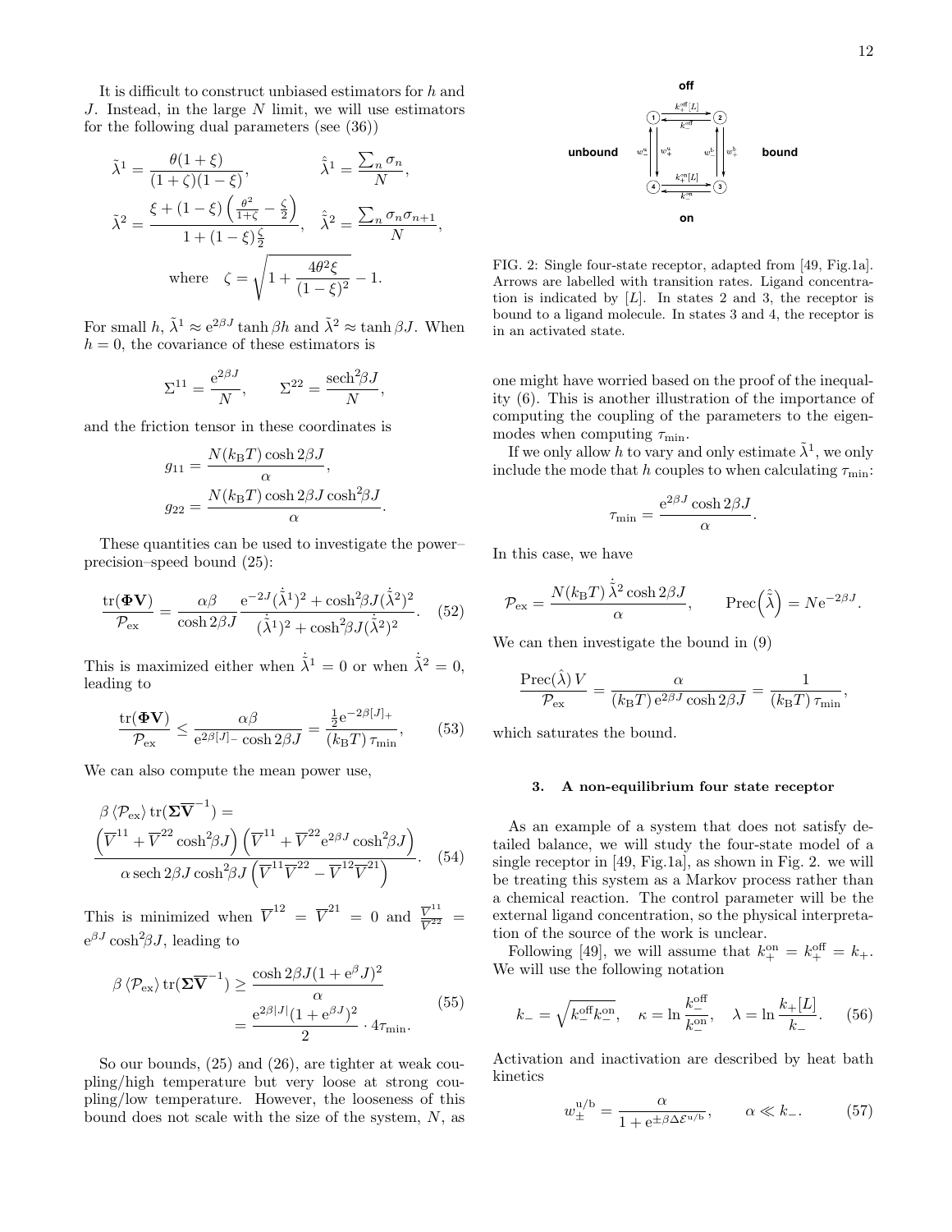It is difficult to construct unbiased estimators for $h$ and $J$. Instead, in the large $N$ limit, we will use estimators for the following dual parameters (see (36))

$$\tilde{\lambda}^1 = \frac{\theta(1+\xi)}{(1+\zeta)(1-\xi)}, \qquad \hat{\tilde{\lambda}}^1 = \frac{\sum_n \sigma_n}{N},$$

$$\tilde{\lambda}^2 = \frac{\xi + (1-\xi)\left(\frac{\theta^2}{1+\zeta} - \frac{\zeta}{2}\right)}{1 + (1-\xi)\frac{\zeta}{2}}, \quad \hat{\tilde{\lambda}}^2 = \frac{\sum_n \sigma_n \sigma_{n+1}}{N},$$

$$\text{where} \quad \zeta = \sqrt{1 + \frac{4\theta^2 \xi}{(1-\xi)^2}} - 1.$$

For small $h$, $\tilde{\lambda}^1 \approx e^{2\beta J} \tanh \beta h$ and $\tilde{\lambda}^2 \approx \tanh \beta J$. When $h = 0$, the covariance of these estimators is

$$\Sigma^{11} = \frac{e^{2\beta J}}{N}, \qquad \Sigma^{22} = \frac{\mathrm{sech}^2 \beta J}{N},$$

and the friction tensor in these coordinates is

$$g_{11} = \frac{N (k_B T) \cosh 2\beta J}{\alpha},$$
$$g_{22} = \frac{N (k_B T) \cosh 2\beta J \cosh^2 \beta J}{\alpha}.$$

These quantities can be used to investigate the power–precision–speed bound (25):

$$\frac{\mathrm{tr}(\mathbf{\Phi V})}{\mathcal{P}_{\mathrm{ex}}} = \frac{\alpha \beta}{\cosh 2\beta J} \frac{e^{-2J} (\dot{\tilde{\lambda}}^1)^2 + \cosh^2 \beta J (\dot{\tilde{\lambda}}^2)^2}{(\dot{\tilde{\lambda}}^1)^2 + \cosh^2 \beta J (\dot{\tilde{\lambda}}^2)^2}. \tag{52}$$

This is maximized either when $\dot{\tilde{\lambda}}^1 = 0$ or when $\dot{\tilde{\lambda}}^2 = 0$, leading to

$$\frac{\mathrm{tr}(\mathbf{\Phi V})}{\mathcal{P}_{\mathrm{ex}}} \leq \frac{\alpha \beta}{e^{2\beta [J]_-} \cosh 2\beta J} = \frac{\frac{1}{2} e^{-2\beta [J]_+}}{(k_B T)\, \tau_{\min}}, \tag{53}$$

We can also compute the mean power use,

$$\begin{aligned} &\beta \left\langle \mathcal{P}_{\mathrm{ex}} \right\rangle \mathrm{tr}(\mathbf{\Sigma} \overline{\mathbf{V}}^{-1}) = \\ &\frac{\left(\overline{V}^{11} + \overline{V}^{22} \cosh^2 \beta J\right)\left(\overline{V}^{11} + \overline{V}^{22} e^{2\beta J} \cosh^2 \beta J\right)}{\alpha\, \mathrm{sech}\, 2\beta J \cosh^2 \beta J \left(\overline{V}^{11} \overline{V}^{22} - \overline{V}^{12} \overline{V}^{21}\right)}. \end{aligned} \tag{54}$$

This is minimized when $\overline{V}^{12} = \overline{V}^{21} = 0$ and $\frac{\overline{V}^{11}}{\overline{V}^{22}} = e^{\beta J} \cosh^2 \beta J$, leading to

$$\begin{aligned} \beta \left\langle \mathcal{P}_{\mathrm{ex}} \right\rangle \mathrm{tr}(\mathbf{\Sigma} \overline{\mathbf{V}}^{-1}) &\geq \frac{\cosh 2\beta J (1 + e^{\beta} J)^2}{\alpha} \\ &= \frac{e^{2\beta |J|} (1 + e^{\beta J})^2}{2} \cdot 4\tau_{\min}. \end{aligned} \tag{55}$$

So our bounds, (25) and (26), are tighter at weak coupling/high temperature but very loose at strong coupling/low temperature. However, the looseness of this bound does not scale with the size of the system, $N$, as one might have worried based on the proof of the inequality (6). This is another illustration of the importance of computing the coupling of the parameters to the eigenmodes when computing $\tau_{\min}$.

If we only allow $h$ to vary and only estimate $\tilde{\lambda}^1$, we only include the mode that $h$ couples to when calculating $\tau_{\min}$:

$$\tau_{\min} = \frac{e^{2\beta J} \cosh 2\beta J}{\alpha}.$$

In this case, we have

$$\mathcal{P}_{\mathrm{ex}} = \frac{N (k_B T)\, \dot{\tilde{\lambda}}^2 \cosh 2\beta J}{\alpha}, \qquad \mathrm{Prec}\left(\hat{\tilde{\lambda}}\right) = N e^{-2\beta J}.$$

We can then investigate the bound in (9)

$$\frac{\mathrm{Prec}(\hat{\lambda})\, V}{\mathcal{P}_{\mathrm{ex}}} = \frac{\alpha}{(k_B T)\, e^{2\beta J} \cosh 2\beta J} = \frac{1}{(k_B T)\, \tau_{\min}},$$

which saturates the bound.

FIG. 2: Single four-state receptor, adapted from [49, Fig.1a]. Arrows are labelled with transition rates. Ligand concentration is indicated by $[L]$. In states 2 and 3, the receptor is bound to a ligand molecule. In states 3 and 4, the receptor is in an activated state.

### 3. A non-equilibrium four state receptor

As an example of a system that does not satisfy detailed balance, we will study the four-state model of a single receptor in [49, Fig.1a], as shown in Fig. 2. we will be treating this system as a Markov process rather than a chemical reaction. The control parameter will be the external ligand concentration, so the physical interpretation of the source of the work is unclear.

Following [49], we will assume that $k_+^{\mathrm{on}} = k_+^{\mathrm{off}} = k_+$. We will use the following notation

$$k_- = \sqrt{k_-^{\mathrm{off}} k_-^{\mathrm{on}}}, \quad \kappa = \ln \frac{k_-^{\mathrm{off}}}{k_-^{\mathrm{on}}}, \quad \lambda = \ln \frac{k_+ [L]}{k_-}. \tag{56}$$

Activation and inactivation are described by heat bath kinetics

$$w_\pm^{\mathrm{u/b}} = \frac{\alpha}{1 + e^{\pm \beta \Delta \mathcal{E}^{\mathrm{u/b}}}}, \qquad \alpha \ll k_-. \tag{57}$$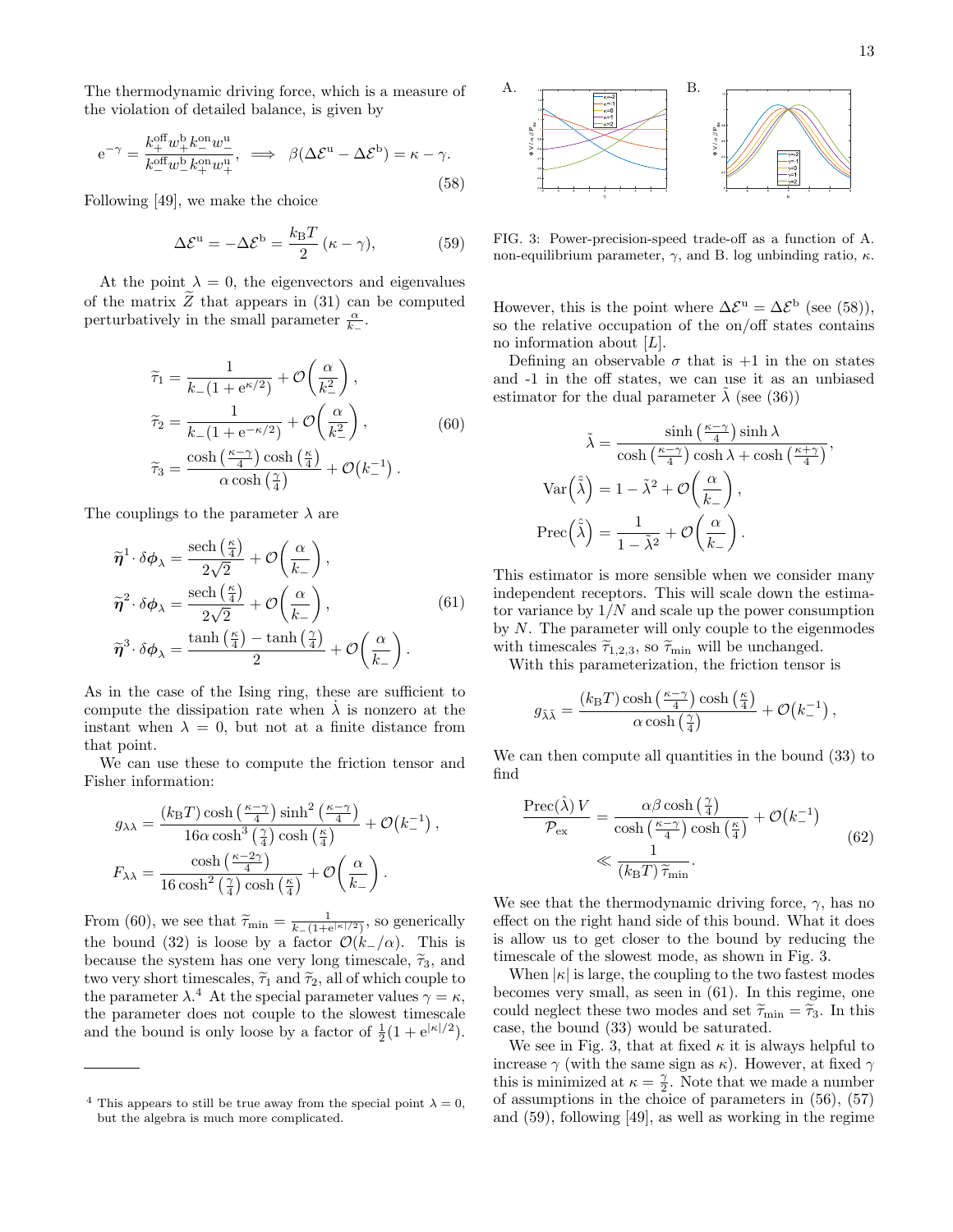The thermodynamic driving force, which is a measure of the violation of detailed balance, is given by

$$\mathrm{e}^{-\gamma} = \frac{k_{+}^{\text{off}} w_{+}^{\text{b}} k_{-}^{\text{on}} w_{-}^{\text{u}}}{k_{-}^{\text{off}} w_{-}^{\text{b}} k_{+}^{\text{on}} w_{+}^{\text{u}}}, \implies \beta(\Delta\mathcal{E}^{\text{u}} - \Delta\mathcal{E}^{\text{b}}) = \kappa - \gamma. \tag{58}$$

Following [49], we make the choice

$$\Delta\mathcal{E}^{\text{u}} = -\Delta\mathcal{E}^{\text{b}} = \frac{k_{\text{B}}T}{2}(\kappa - \gamma), \tag{59}$$

At the point $\lambda = 0$, the eigenvectors and eigenvalues of the matrix $\widetilde{Z}$ that appears in (31) can be computed perturbatively in the small parameter $\frac{\alpha}{k_-}$.

$$\begin{aligned}
\widetilde{\tau}_1 &= \frac{1}{k_-(1+\mathrm{e}^{\kappa/2})} + \mathcal{O}\!\left(\frac{\alpha}{k_-^2}\right), \\
\widetilde{\tau}_2 &= \frac{1}{k_-(1+\mathrm{e}^{-\kappa/2})} + \mathcal{O}\!\left(\frac{\alpha}{k_-^2}\right), \\
\widetilde{\tau}_3 &= \frac{\cosh\left(\frac{\kappa-\gamma}{4}\right)\cosh\left(\frac{\kappa}{4}\right)}{\alpha\cosh\left(\frac{\gamma}{4}\right)} + \mathcal{O}\!\left(k_-^{-1}\right).
\end{aligned} \tag{60}$$

The couplings to the parameter $\lambda$ are

$$\begin{aligned}
\widetilde{\boldsymbol{\eta}}^1 \cdot \delta\boldsymbol{\phi}_\lambda &= \frac{\operatorname{sech}\left(\frac{\kappa}{4}\right)}{2\sqrt{2}} + \mathcal{O}\!\left(\frac{\alpha}{k_-}\right), \\
\widetilde{\boldsymbol{\eta}}^2 \cdot \delta\boldsymbol{\phi}_\lambda &= \frac{\operatorname{sech}\left(\frac{\kappa}{4}\right)}{2\sqrt{2}} + \mathcal{O}\!\left(\frac{\alpha}{k_-}\right), \\
\widetilde{\boldsymbol{\eta}}^3 \cdot \delta\boldsymbol{\phi}_\lambda &= \frac{\tanh\left(\frac{\kappa}{4}\right) - \tanh\left(\frac{\gamma}{4}\right)}{2} + \mathcal{O}\!\left(\frac{\alpha}{k_-}\right).
\end{aligned} \tag{61}$$

As in the case of the Ising ring, these are sufficient to compute the dissipation rate when $\dot{\lambda}$ is nonzero at the instant when $\lambda = 0$, but not at a finite distance from that point.

We can use these to compute the friction tensor and Fisher information:

$$\begin{aligned}
g_{\lambda\lambda} &= \frac{(k_{\text{B}}T)\cosh\left(\frac{\kappa-\gamma}{4}\right)\sinh^2\left(\frac{\kappa-\gamma}{4}\right)}{16\alpha\cosh^3\left(\frac{\gamma}{4}\right)\cosh\left(\frac{\kappa}{4}\right)} + \mathcal{O}\!\left(k_-^{-1}\right), \\
F_{\lambda\lambda} &= \frac{\cosh\left(\frac{\kappa-2\gamma}{4}\right)}{16\cosh^2\left(\frac{\gamma}{4}\right)\cosh\left(\frac{\kappa}{4}\right)} + \mathcal{O}\!\left(\frac{\alpha}{k_-}\right).
\end{aligned}$$

From (60), we see that $\widetilde{\tau}_{\min} = \frac{1}{k_-(1+\mathrm{e}^{|\kappa|/2})}$, so generically the bound (32) is loose by a factor $\mathcal{O}(k_-/\alpha)$. This is because the system has one very long timescale, $\widetilde{\tau}_3$, and two very short timescales, $\widetilde{\tau}_1$ and $\widetilde{\tau}_2$, all of which couple to the parameter $\lambda$.[4] At the special parameter values $\gamma = \kappa$, the parameter does not couple to the slowest timescale and the bound is only loose by a factor of $\frac{1}{2}(1+\mathrm{e}^{|\kappa|/2})$.

[4] This appears to still be true away from the special point $\lambda = 0$, but the algebra is much more complicated.

FIG. 3: Power-precision-speed trade-off as a function of A. non-equilibrium parameter, $\gamma$, and B. log unbinding ratio, $\kappa$.

However, this is the point where $\Delta\mathcal{E}^{\text{u}} = \Delta\mathcal{E}^{\text{b}}$ (see (58)), so the relative occupation of the on/off states contains no information about $[L]$.

Defining an observable $\sigma$ that is +1 in the on states and -1 in the off states, we can use it as an unbiased estimator for the dual parameter $\tilde{\lambda}$ (see (36))

$$\begin{aligned}
\tilde{\lambda} &= \frac{\sinh\left(\frac{\kappa-\gamma}{4}\right)\sinh\lambda}{\cosh\left(\frac{\kappa-\gamma}{4}\right)\cosh\lambda + \cosh\left(\frac{\kappa+\gamma}{4}\right)}, \\
\operatorname{Var}\!\left(\hat{\tilde{\lambda}}\right) &= 1 - \tilde{\lambda}^2 + \mathcal{O}\!\left(\frac{\alpha}{k_-}\right), \\
\operatorname{Prec}\!\left(\hat{\tilde{\lambda}}\right) &= \frac{1}{1-\tilde{\lambda}^2} + \mathcal{O}\!\left(\frac{\alpha}{k_-}\right).
\end{aligned}$$

This estimator is more sensible when we consider many independent receptors. This will scale down the estimator variance by $1/N$ and scale up the power consumption by $N$. The parameter will only couple to the eigenmodes with timescales $\widetilde{\tau}_{1,2,3}$, so $\widetilde{\tau}_{\min}$ will be unchanged.

With this parameterization, the friction tensor is

$$g_{\tilde{\lambda}\tilde{\lambda}} = \frac{(k_{\text{B}}T)\cosh\left(\frac{\kappa-\gamma}{4}\right)\cosh\left(\frac{\kappa}{4}\right)}{\alpha\cosh\left(\frac{\gamma}{4}\right)} + \mathcal{O}\!\left(k_-^{-1}\right),$$

We can then compute all quantities in the bound (33) to find

$$\begin{aligned}
\frac{\operatorname{Prec}(\hat{\lambda})\,V}{\mathcal{P}_{\text{ex}}} &= \frac{\alpha\beta\cosh\left(\frac{\gamma}{4}\right)}{\cosh\left(\frac{\kappa-\gamma}{4}\right)\cosh\left(\frac{\kappa}{4}\right)} + \mathcal{O}\!\left(k_-^{-1}\right) \\
&\ll \frac{1}{(k_{\text{B}}T)\,\widetilde{\tau}_{\min}}.
\end{aligned} \tag{62}$$

We see that the thermodynamic driving force, $\gamma$, has no effect on the right hand side of this bound. What it does is allow us to get closer to the bound by reducing the timescale of the slowest mode, as shown in Fig. 3.

When $|\kappa|$ is large, the coupling to the two fastest modes becomes very small, as seen in (61). In this regime, one could neglect these two modes and set $\widetilde{\tau}_{\min} = \widetilde{\tau}_3$. In this case, the bound (33) would be saturated.

We see in Fig. 3, that at fixed $\kappa$ it is always helpful to increase $\gamma$ (with the same sign as $\kappa$). However, at fixed $\gamma$ this is minimized at $\kappa = \frac{\gamma}{2}$. Note that we made a number of assumptions in the choice of parameters in (56), (57) and (59), following [49], as well as working in the regime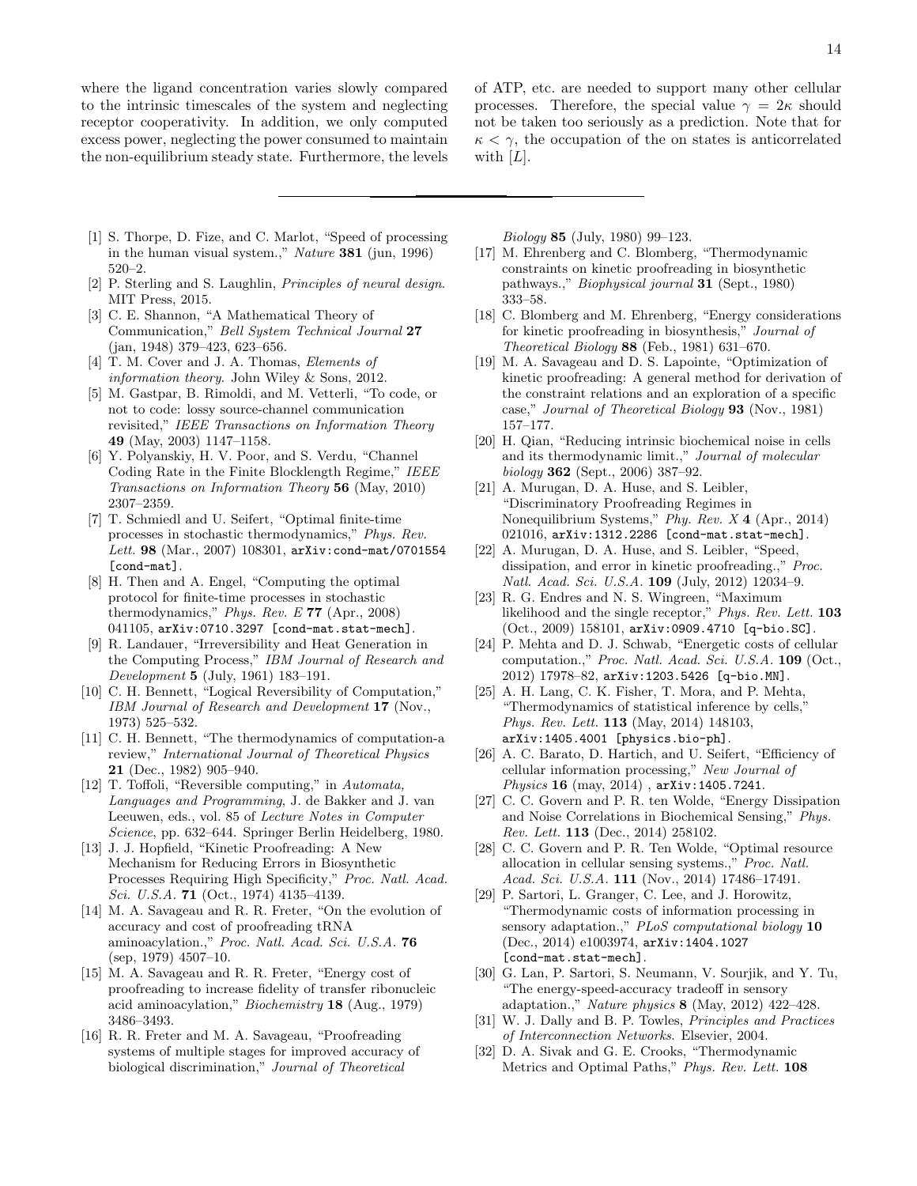where the ligand concentration varies slowly compared to the intrinsic timescales of the system and neglecting receptor cooperativity. In addition, we only computed excess power, neglecting the power consumed to maintain the non-equilibrium steady state. Furthermore, the levels of ATP, etc. are needed to support many other cellular processes. Therefore, the special value $\gamma = 2\kappa$ should not be taken too seriously as a prediction. Note that for $\kappa < \gamma$, the occupation of the on states is anticorrelated with $[L]$.

---

[1] S. Thorpe, D. Fize, and C. Marlot, "Speed of processing in the human visual system.," *Nature* **381** (jun, 1996) 520–2.

[2] P. Sterling and S. Laughlin, *Principles of neural design*. MIT Press, 2015.

[3] C. E. Shannon, "A Mathematical Theory of Communication," *Bell System Technical Journal* **27** (jan, 1948) 379–423, 623–656.

[4] T. M. Cover and J. A. Thomas, *Elements of information theory*. John Wiley & Sons, 2012.

[5] M. Gastpar, B. Rimoldi, and M. Vetterli, "To code, or not to code: lossy source-channel communication revisited," *IEEE Transactions on Information Theory* **49** (May, 2003) 1147–1158.

[6] Y. Polyanskiy, H. V. Poor, and S. Verdu, "Channel Coding Rate in the Finite Blocklength Regime," *IEEE Transactions on Information Theory* **56** (May, 2010) 2307–2359.

[7] T. Schmiedl and U. Seifert, "Optimal finite-time processes in stochastic thermodynamics," *Phys. Rev. Lett.* **98** (Mar., 2007) 108301, arXiv:cond-mat/0701554 [cond-mat].

[8] H. Then and A. Engel, "Computing the optimal protocol for finite-time processes in stochastic thermodynamics," *Phys. Rev. E* **77** (Apr., 2008) 041105, arXiv:0710.3297 [cond-mat.stat-mech].

[9] R. Landauer, "Irreversibility and Heat Generation in the Computing Process," *IBM Journal of Research and Development* **5** (July, 1961) 183–191.

[10] C. H. Bennett, "Logical Reversibility of Computation," *IBM Journal of Research and Development* **17** (Nov., 1973) 525–532.

[11] C. H. Bennett, "The thermodynamics of computation-a review," *International Journal of Theoretical Physics* **21** (Dec., 1982) 905–940.

[12] T. Toffoli, "Reversible computing," in *Automata, Languages and Programming*, J. de Bakker and J. van Leeuwen, eds., vol. 85 of *Lecture Notes in Computer Science*, pp. 632–644. Springer Berlin Heidelberg, 1980.

[13] J. J. Hopfield, "Kinetic Proofreading: A New Mechanism for Reducing Errors in Biosynthetic Processes Requiring High Specificity," *Proc. Natl. Acad. Sci. U.S.A.* **71** (Oct., 1974) 4135–4139.

[14] M. A. Savageau and R. R. Freter, "On the evolution of accuracy and cost of proofreading tRNA aminoacylation.," *Proc. Natl. Acad. Sci. U.S.A.* **76** (sep, 1979) 4507–10.

[15] M. A. Savageau and R. R. Freter, "Energy cost of proofreading to increase fidelity of transfer ribonucleic acid aminoacylation," *Biochemistry* **18** (Aug., 1979) 3486–3493.

[16] R. R. Freter and M. A. Savageau, "Proofreading systems of multiple stages for improved accuracy of biological discrimination," *Journal of Theoretical Biology* **85** (July, 1980) 99–123.

[17] M. Ehrenberg and C. Blomberg, "Thermodynamic constraints on kinetic proofreading in biosynthetic pathways.," *Biophysical journal* **31** (Sept., 1980) 333–58.

[18] C. Blomberg and M. Ehrenberg, "Energy considerations for kinetic proofreading in biosynthesis," *Journal of Theoretical Biology* **88** (Feb., 1981) 631–670.

[19] M. A. Savageau and D. S. Lapointe, "Optimization of kinetic proofreading: A general method for derivation of the constraint relations and an exploration of a specific case," *Journal of Theoretical Biology* **93** (Nov., 1981) 157–177.

[20] H. Qian, "Reducing intrinsic biochemical noise in cells and its thermodynamic limit.," *Journal of molecular biology* **362** (Sept., 2006) 387–92.

[21] A. Murugan, D. A. Huse, and S. Leibler, "Discriminatory Proofreading Regimes in Nonequilibrium Systems," *Phy. Rev. X* **4** (Apr., 2014) 021016, arXiv:1312.2286 [cond-mat.stat-mech].

[22] A. Murugan, D. A. Huse, and S. Leibler, "Speed, dissipation, and error in kinetic proofreading.," *Proc. Natl. Acad. Sci. U.S.A.* **109** (July, 2012) 12034–9.

[23] R. G. Endres and N. S. Wingreen, "Maximum likelihood and the single receptor," *Phys. Rev. Lett.* **103** (Oct., 2009) 158101, arXiv:0909.4710 [q-bio.SC].

[24] P. Mehta and D. J. Schwab, "Energetic costs of cellular computation.," *Proc. Natl. Acad. Sci. U.S.A.* **109** (Oct., 2012) 17978–82, arXiv:1203.5426 [q-bio.MN].

[25] A. H. Lang, C. K. Fisher, T. Mora, and P. Mehta, "Thermodynamics of statistical inference by cells," *Phys. Rev. Lett.* **113** (May, 2014) 148103, arXiv:1405.4001 [physics.bio-ph].

[26] A. C. Barato, D. Hartich, and U. Seifert, "Efficiency of cellular information processing," *New Journal of Physics* **16** (may, 2014) , arXiv:1405.7241.

[27] C. C. Govern and P. R. ten Wolde, "Energy Dissipation and Noise Correlations in Biochemical Sensing," *Phys. Rev. Lett.* **113** (Dec., 2014) 258102.

[28] C. C. Govern and P. R. Ten Wolde, "Optimal resource allocation in cellular sensing systems.," *Proc. Natl. Acad. Sci. U.S.A.* **111** (Nov., 2014) 17486–17491.

[29] P. Sartori, L. Granger, C. Lee, and J. Horowitz, "Thermodynamic costs of information processing in sensory adaptation.," *PLoS computational biology* **10** (Dec., 2014) e1003974, arXiv:1404.1027 [cond-mat.stat-mech].

[30] G. Lan, P. Sartori, S. Neumann, V. Sourjik, and Y. Tu, "The energy-speed-accuracy tradeoff in sensory adaptation.," *Nature physics* **8** (May, 2012) 422–428.

[31] W. J. Dally and B. P. Towles, *Principles and Practices of Interconnection Networks*. Elsevier, 2004.

[32] D. A. Sivak and G. E. Crooks, "Thermodynamic Metrics and Optimal Paths," *Phys. Rev. Lett.* **108**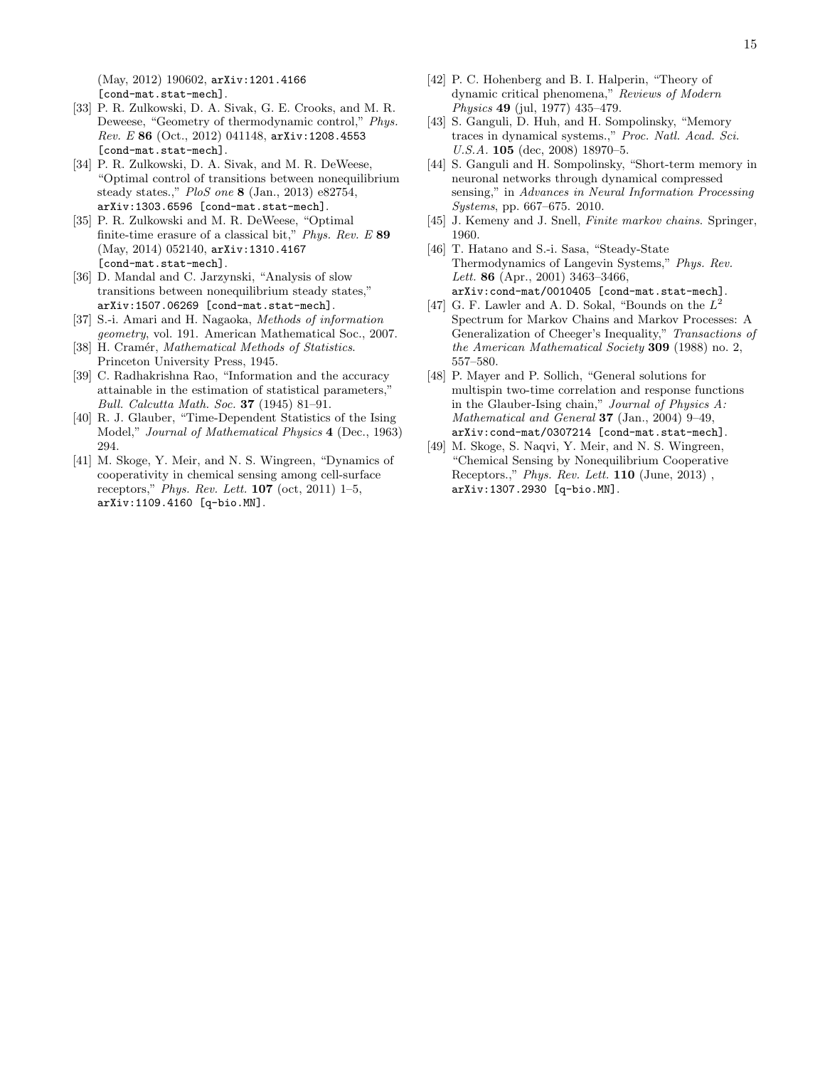(May, 2012) 190602, arXiv:1201.4166 [cond-mat.stat-mech].

[33] P. R. Zulkowski, D. A. Sivak, G. E. Crooks, and M. R. Deweese, "Geometry of thermodynamic control," *Phys. Rev. E* **86** (Oct., 2012) 041148, arXiv:1208.4553 [cond-mat.stat-mech].

[34] P. R. Zulkowski, D. A. Sivak, and M. R. DeWeese, "Optimal control of transitions between nonequilibrium steady states.," *PloS one* **8** (Jan., 2013) e82754, arXiv:1303.6596 [cond-mat.stat-mech].

[35] P. R. Zulkowski and M. R. DeWeese, "Optimal finite-time erasure of a classical bit," *Phys. Rev. E* **89** (May, 2014) 052140, arXiv:1310.4167 [cond-mat.stat-mech].

[36] D. Mandal and C. Jarzynski, "Analysis of slow transitions between nonequilibrium steady states," arXiv:1507.06269 [cond-mat.stat-mech].

[37] S.-i. Amari and H. Nagaoka, *Methods of information geometry*, vol. 191. American Mathematical Soc., 2007.

[38] H. Cramér, *Mathematical Methods of Statistics*. Princeton University Press, 1945.

[39] C. Radhakrishna Rao, "Information and the accuracy attainable in the estimation of statistical parameters," *Bull. Calcutta Math. Soc.* **37** (1945) 81–91.

[40] R. J. Glauber, "Time-Dependent Statistics of the Ising Model," *Journal of Mathematical Physics* **4** (Dec., 1963) 294.

[41] M. Skoge, Y. Meir, and N. S. Wingreen, "Dynamics of cooperativity in chemical sensing among cell-surface receptors," *Phys. Rev. Lett.* **107** (oct, 2011) 1–5, arXiv:1109.4160 [q-bio.MN].

[42] P. C. Hohenberg and B. I. Halperin, "Theory of dynamic critical phenomena," *Reviews of Modern Physics* **49** (jul, 1977) 435–479.

[43] S. Ganguli, D. Huh, and H. Sompolinsky, "Memory traces in dynamical systems.," *Proc. Natl. Acad. Sci. U.S.A.* **105** (dec, 2008) 18970–5.

[44] S. Ganguli and H. Sompolinsky, "Short-term memory in neuronal networks through dynamical compressed sensing," in *Advances in Neural Information Processing Systems*, pp. 667–675. 2010.

[45] J. Kemeny and J. Snell, *Finite markov chains*. Springer, 1960.

[46] T. Hatano and S.-i. Sasa, "Steady-State Thermodynamics of Langevin Systems," *Phys. Rev. Lett.* **86** (Apr., 2001) 3463–3466, arXiv:cond-mat/0010405 [cond-mat.stat-mech].

[47] G. F. Lawler and A. D. Sokal, "Bounds on the $L^2$ Spectrum for Markov Chains and Markov Processes: A Generalization of Cheeger's Inequality," *Transactions of the American Mathematical Society* **309** (1988) no. 2, 557–580.

[48] P. Mayer and P. Sollich, "General solutions for multispin two-time correlation and response functions in the Glauber-Ising chain," *Journal of Physics A: Mathematical and General* **37** (Jan., 2004) 9–49, arXiv:cond-mat/0307214 [cond-mat.stat-mech].

[49] M. Skoge, S. Naqvi, Y. Meir, and N. S. Wingreen, "Chemical Sensing by Nonequilibrium Cooperative Receptors.," *Phys. Rev. Lett.* **110** (June, 2013) , arXiv:1307.2930 [q-bio.MN].